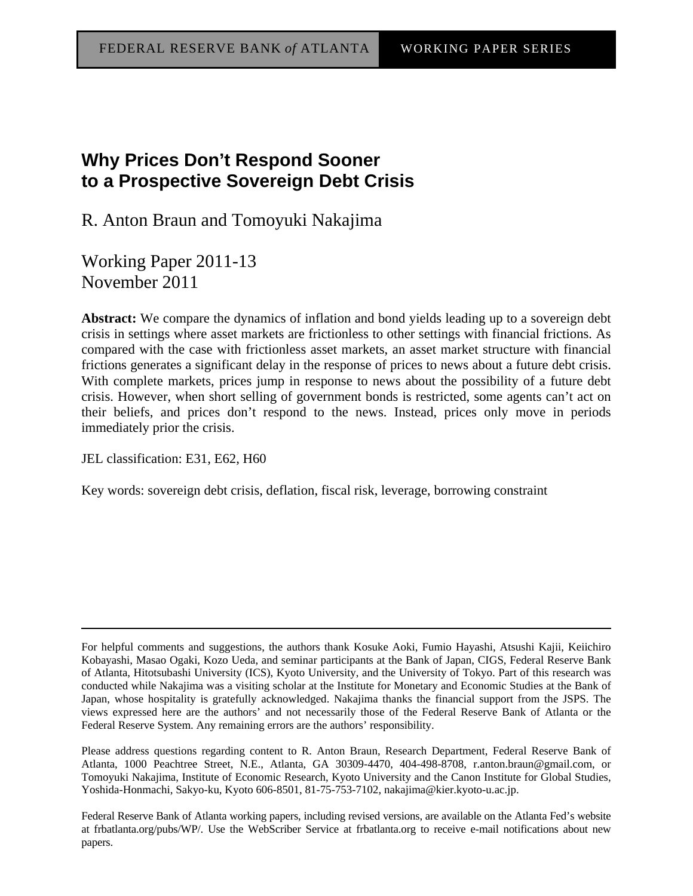FEDERAL RESERVE BANK *of* ATLANTA WORKING PAPER SERIES

# Why Prices Don't Respond Sooner to a Prospective Sovereign Debt Crisis

R. Anton Braun and Tomoyuki Nakajima

Working Paper 2011-13
November 2011

**Abstract:** We compare the dynamics of inflation and bond yields leading up to a sovereign debt crisis in settings where asset markets are frictionless to other settings with financial frictions. As compared with the case with frictionless asset markets, an asset market structure with financial frictions generates a significant delay in the response of prices to news about a future debt crisis. With complete markets, prices jump in response to news about the possibility of a future debt crisis. However, when short selling of government bonds is restricted, some agents can't act on their beliefs, and prices don't respond to the news. Instead, prices only move in periods immediately prior the crisis.

JEL classification: E31, E62, H60

Key words: sovereign debt crisis, deflation, fiscal risk, leverage, borrowing constraint

---

For helpful comments and suggestions, the authors thank Kosuke Aoki, Fumio Hayashi, Atsushi Kajii, Keiichiro Kobayashi, Masao Ogaki, Kozo Ueda, and seminar participants at the Bank of Japan, CIGS, Federal Reserve Bank of Atlanta, Hitotsubashi University (ICS), Kyoto University, and the University of Tokyo. Part of this research was conducted while Nakajima was a visiting scholar at the Institute for Monetary and Economic Studies at the Bank of Japan, whose hospitality is gratefully acknowledged. Nakajima thanks the financial support from the JSPS. The views expressed here are the authors' and not necessarily those of the Federal Reserve Bank of Atlanta or the Federal Reserve System. Any remaining errors are the authors' responsibility.

Please address questions regarding content to R. Anton Braun, Research Department, Federal Reserve Bank of Atlanta, 1000 Peachtree Street, N.E., Atlanta, GA 30309-4470, 404-498-8708, r.anton.braun@gmail.com, or Tomoyuki Nakajima, Institute of Economic Research, Kyoto University and the Canon Institute for Global Studies, Yoshida-Honmachi, Sakyo-ku, Kyoto 606-8501, 81-75-753-7102, nakajima@kier.kyoto-u.ac.jp.

Federal Reserve Bank of Atlanta working papers, including revised versions, are available on the Atlanta Fed's website at frbatlanta.org/pubs/WP/. Use the WebScriber Service at frbatlanta.org to receive e-mail notifications about new papers.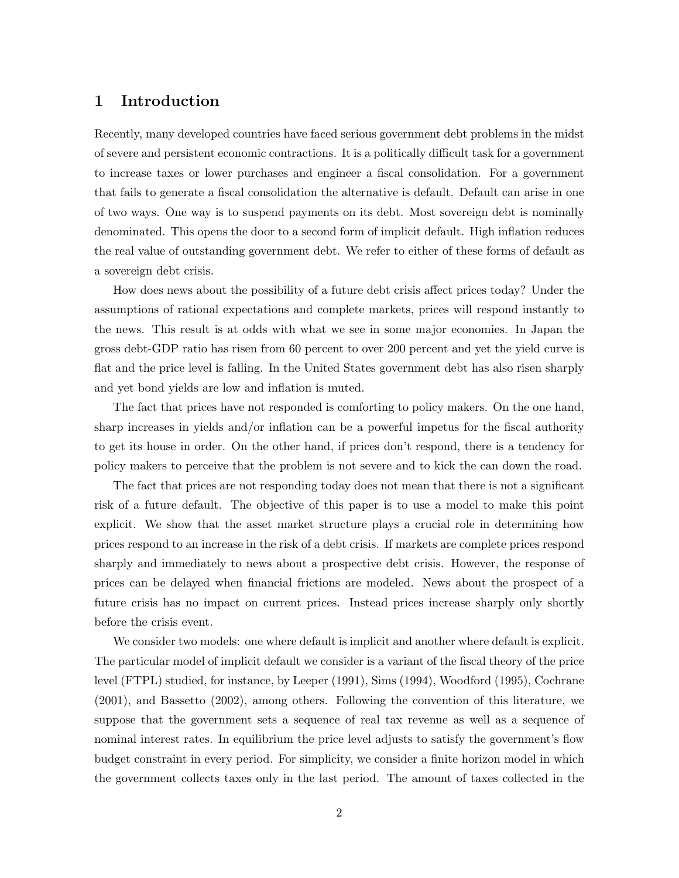# 1 Introduction

Recently, many developed countries have faced serious government debt problems in the midst of severe and persistent economic contractions. It is a politically difficult task for a government to increase taxes or lower purchases and engineer a fiscal consolidation. For a government that fails to generate a fiscal consolidation the alternative is default. Default can arise in one of two ways. One way is to suspend payments on its debt. Most sovereign debt is nominally denominated. This opens the door to a second form of implicit default. High inflation reduces the real value of outstanding government debt. We refer to either of these forms of default as a sovereign debt crisis.

How does news about the possibility of a future debt crisis affect prices today? Under the assumptions of rational expectations and complete markets, prices will respond instantly to the news. This result is at odds with what we see in some major economies. In Japan the gross debt-GDP ratio has risen from 60 percent to over 200 percent and yet the yield curve is flat and the price level is falling. In the United States government debt has also risen sharply and yet bond yields are low and inflation is muted.

The fact that prices have not responded is comforting to policy makers. On the one hand, sharp increases in yields and/or inflation can be a powerful impetus for the fiscal authority to get its house in order. On the other hand, if prices don't respond, there is a tendency for policy makers to perceive that the problem is not severe and to kick the can down the road.

The fact that prices are not responding today does not mean that there is not a significant risk of a future default. The objective of this paper is to use a model to make this point explicit. We show that the asset market structure plays a crucial role in determining how prices respond to an increase in the risk of a debt crisis. If markets are complete prices respond sharply and immediately to news about a prospective debt crisis. However, the response of prices can be delayed when financial frictions are modeled. News about the prospect of a future crisis has no impact on current prices. Instead prices increase sharply only shortly before the crisis event.

We consider two models: one where default is implicit and another where default is explicit. The particular model of implicit default we consider is a variant of the fiscal theory of the price level (FTPL) studied, for instance, by Leeper (1991), Sims (1994), Woodford (1995), Cochrane (2001), and Bassetto (2002), among others. Following the convention of this literature, we suppose that the government sets a sequence of real tax revenue as well as a sequence of nominal interest rates. In equilibrium the price level adjusts to satisfy the government's flow budget constraint in every period. For simplicity, we consider a finite horizon model in which the government collects taxes only in the last period. The amount of taxes collected in the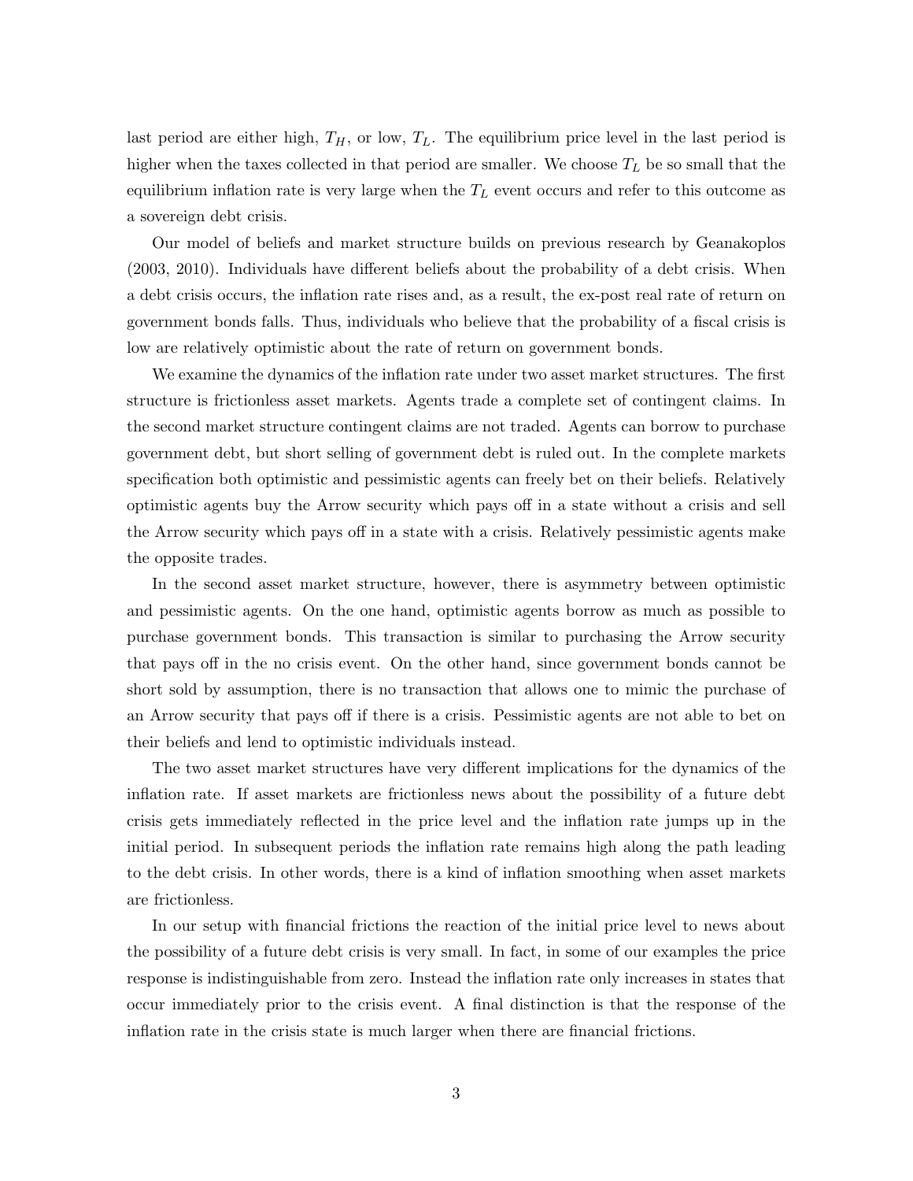last period are either high, $T_H$, or low, $T_L$. The equilibrium price level in the last period is higher when the taxes collected in that period are smaller. We choose $T_L$ be so small that the equilibrium inflation rate is very large when the $T_L$ event occurs and refer to this outcome as a sovereign debt crisis.

Our model of beliefs and market structure builds on previous research by Geanakoplos (2003, 2010). Individuals have different beliefs about the probability of a debt crisis. When a debt crisis occurs, the inflation rate rises and, as a result, the ex-post real rate of return on government bonds falls. Thus, individuals who believe that the probability of a fiscal crisis is low are relatively optimistic about the rate of return on government bonds.

We examine the dynamics of the inflation rate under two asset market structures. The first structure is frictionless asset markets. Agents trade a complete set of contingent claims. In the second market structure contingent claims are not traded. Agents can borrow to purchase government debt, but short selling of government debt is ruled out. In the complete markets specification both optimistic and pessimistic agents can freely bet on their beliefs. Relatively optimistic agents buy the Arrow security which pays off in a state without a crisis and sell the Arrow security which pays off in a state with a crisis. Relatively pessimistic agents make the opposite trades.

In the second asset market structure, however, there is asymmetry between optimistic and pessimistic agents. On the one hand, optimistic agents borrow as much as possible to purchase government bonds. This transaction is similar to purchasing the Arrow security that pays off in the no crisis event. On the other hand, since government bonds cannot be short sold by assumption, there is no transaction that allows one to mimic the purchase of an Arrow security that pays off if there is a crisis. Pessimistic agents are not able to bet on their beliefs and lend to optimistic individuals instead.

The two asset market structures have very different implications for the dynamics of the inflation rate. If asset markets are frictionless news about the possibility of a future debt crisis gets immediately reflected in the price level and the inflation rate jumps up in the initial period. In subsequent periods the inflation rate remains high along the path leading to the debt crisis. In other words, there is a kind of inflation smoothing when asset markets are frictionless.

In our setup with financial frictions the reaction of the initial price level to news about the possibility of a future debt crisis is very small. In fact, in some of our examples the price response is indistinguishable from zero. Instead the inflation rate only increases in states that occur immediately prior to the crisis event. A final distinction is that the response of the inflation rate in the crisis state is much larger when there are financial frictions.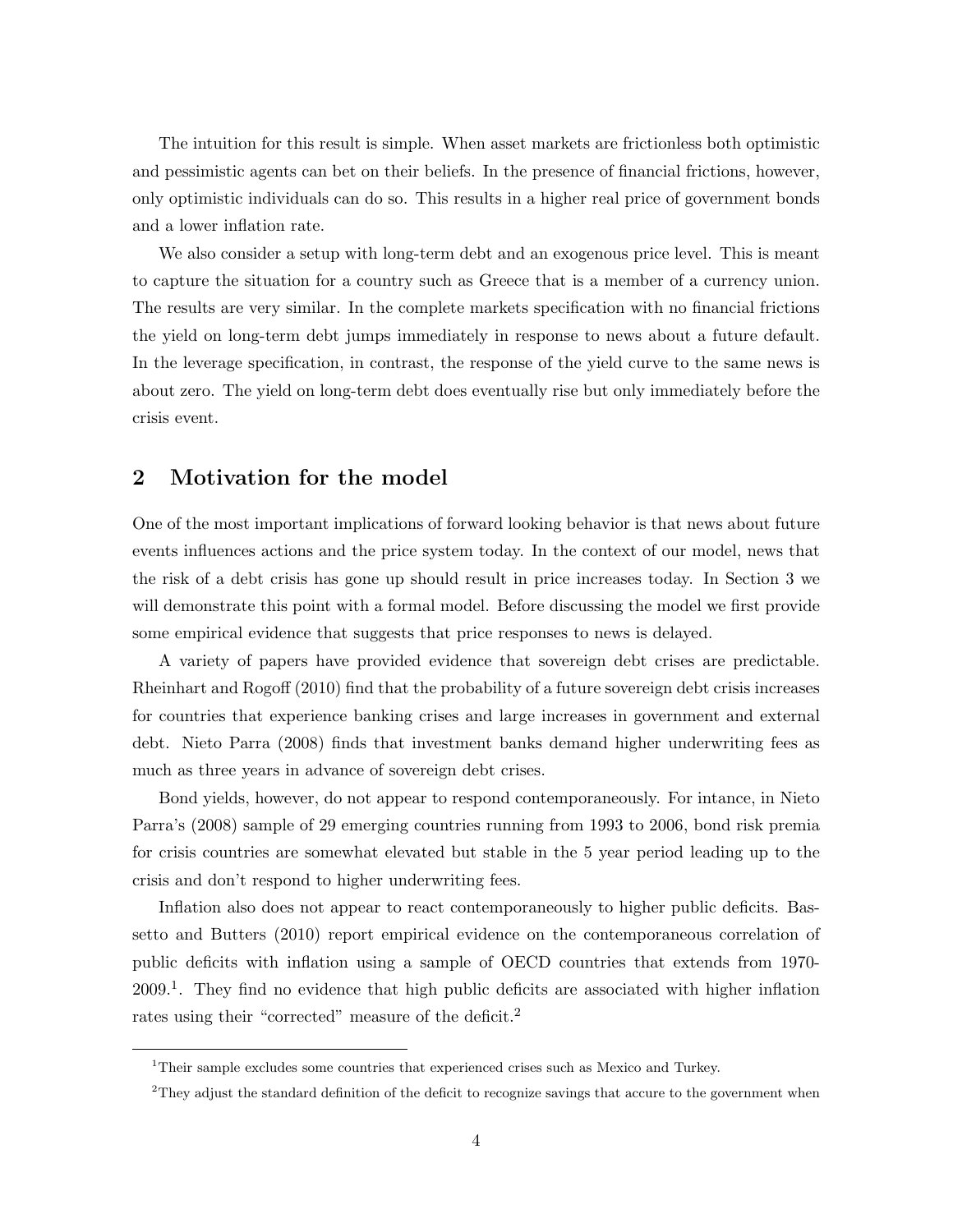The intuition for this result is simple. When asset markets are frictionless both optimistic and pessimistic agents can bet on their beliefs. In the presence of financial frictions, however, only optimistic individuals can do so. This results in a higher real price of government bonds and a lower inflation rate.

We also consider a setup with long-term debt and an exogenous price level. This is meant to capture the situation for a country such as Greece that is a member of a currency union. The results are very similar. In the complete markets specification with no financial frictions the yield on long-term debt jumps immediately in response to news about a future default. In the leverage specification, in contrast, the response of the yield curve to the same news is about zero. The yield on long-term debt does eventually rise but only immediately before the crisis event.

## 2 Motivation for the model

One of the most important implications of forward looking behavior is that news about future events influences actions and the price system today. In the context of our model, news that the risk of a debt crisis has gone up should result in price increases today. In Section 3 we will demonstrate this point with a formal model. Before discussing the model we first provide some empirical evidence that suggests that price responses to news is delayed.

A variety of papers have provided evidence that sovereign debt crises are predictable. Rheinhart and Rogoff (2010) find that the probability of a future sovereign debt crisis increases for countries that experience banking crises and large increases in government and external debt. Nieto Parra (2008) finds that investment banks demand higher underwriting fees as much as three years in advance of sovereign debt crises.

Bond yields, however, do not appear to respond contemporaneously. For intance, in Nieto Parra's (2008) sample of 29 emerging countries running from 1993 to 2006, bond risk premia for crisis countries are somewhat elevated but stable in the 5 year period leading up to the crisis and don't respond to higher underwriting fees.

Inflation also does not appear to react contemporaneously to higher public deficits. Bassetto and Butters (2010) report empirical evidence on the contemporaneous correlation of public deficits with inflation using a sample of OECD countries that extends from 1970-2009.[1]. They find no evidence that high public deficits are associated with higher inflation rates using their "corrected" measure of the deficit.[2]

---

[1]Their sample excludes some countries that experienced crises such as Mexico and Turkey.

[2]They adjust the standard definition of the deficit to recognize savings that accure to the government when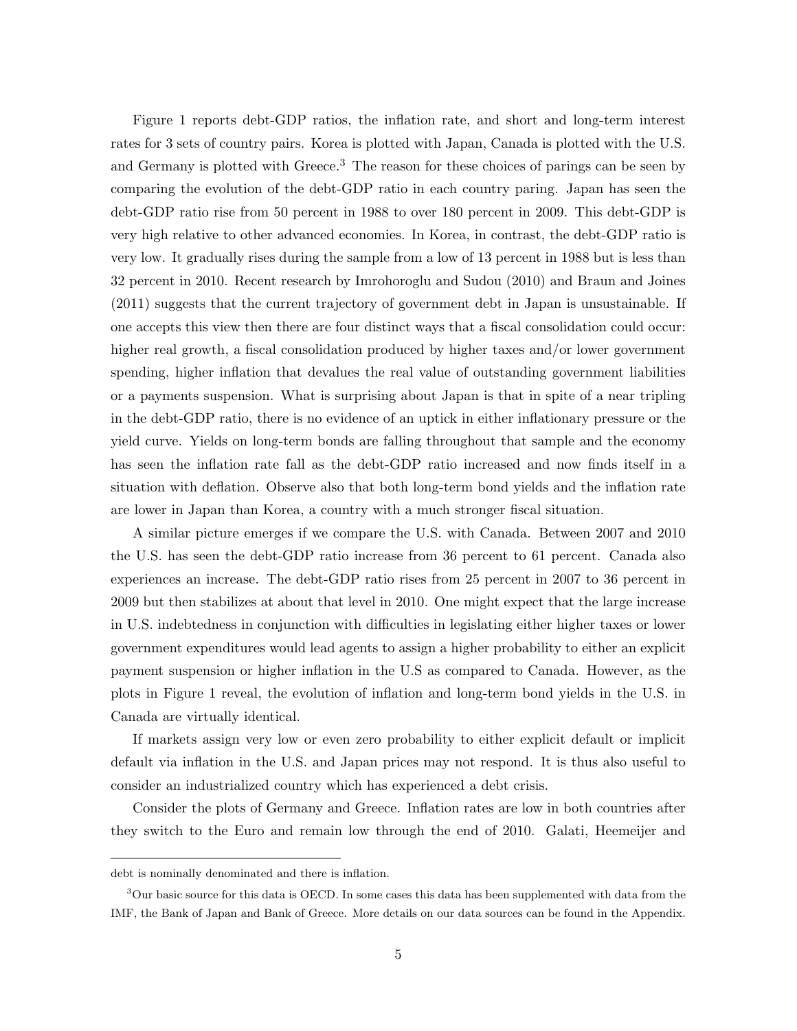Figure 1 reports debt-GDP ratios, the inflation rate, and short and long-term interest rates for 3 sets of country pairs. Korea is plotted with Japan, Canada is plotted with the U.S. and Germany is plotted with Greece.[3] The reason for these choices of parings can be seen by comparing the evolution of the debt-GDP ratio in each country paring. Japan has seen the debt-GDP ratio rise from 50 percent in 1988 to over 180 percent in 2009. This debt-GDP is very high relative to other advanced economies. In Korea, in contrast, the debt-GDP ratio is very low. It gradually rises during the sample from a low of 13 percent in 1988 but is less than 32 percent in 2010. Recent research by Imrohoroglu and Sudou (2010) and Braun and Joines (2011) suggests that the current trajectory of government debt in Japan is unsustainable. If one accepts this view then there are four distinct ways that a fiscal consolidation could occur: higher real growth, a fiscal consolidation produced by higher taxes and/or lower government spending, higher inflation that devalues the real value of outstanding government liabilities or a payments suspension. What is surprising about Japan is that in spite of a near tripling in the debt-GDP ratio, there is no evidence of an uptick in either inflationary pressure or the yield curve. Yields on long-term bonds are falling throughout that sample and the economy has seen the inflation rate fall as the debt-GDP ratio increased and now finds itself in a situation with deflation. Observe also that both long-term bond yields and the inflation rate are lower in Japan than Korea, a country with a much stronger fiscal situation.

A similar picture emerges if we compare the U.S. with Canada. Between 2007 and 2010 the U.S. has seen the debt-GDP ratio increase from 36 percent to 61 percent. Canada also experiences an increase. The debt-GDP ratio rises from 25 percent in 2007 to 36 percent in 2009 but then stabilizes at about that level in 2010. One might expect that the large increase in U.S. indebtedness in conjunction with difficulties in legislating either higher taxes or lower government expenditures would lead agents to assign a higher probability to either an explicit payment suspension or higher inflation in the U.S as compared to Canada. However, as the plots in Figure 1 reveal, the evolution of inflation and long-term bond yields in the U.S. in Canada are virtually identical.

If markets assign very low or even zero probability to either explicit default or implicit default via inflation in the U.S. and Japan prices may not respond. It is thus also useful to consider an industrialized country which has experienced a debt crisis.

Consider the plots of Germany and Greece. Inflation rates are low in both countries after they switch to the Euro and remain low through the end of 2010. Galati, Heemeijer and

---

debt is nominally denominated and there is inflation.

[3] Our basic source for this data is OECD. In some cases this data has been supplemented with data from the IMF, the Bank of Japan and Bank of Greece. More details on our data sources can be found in the Appendix.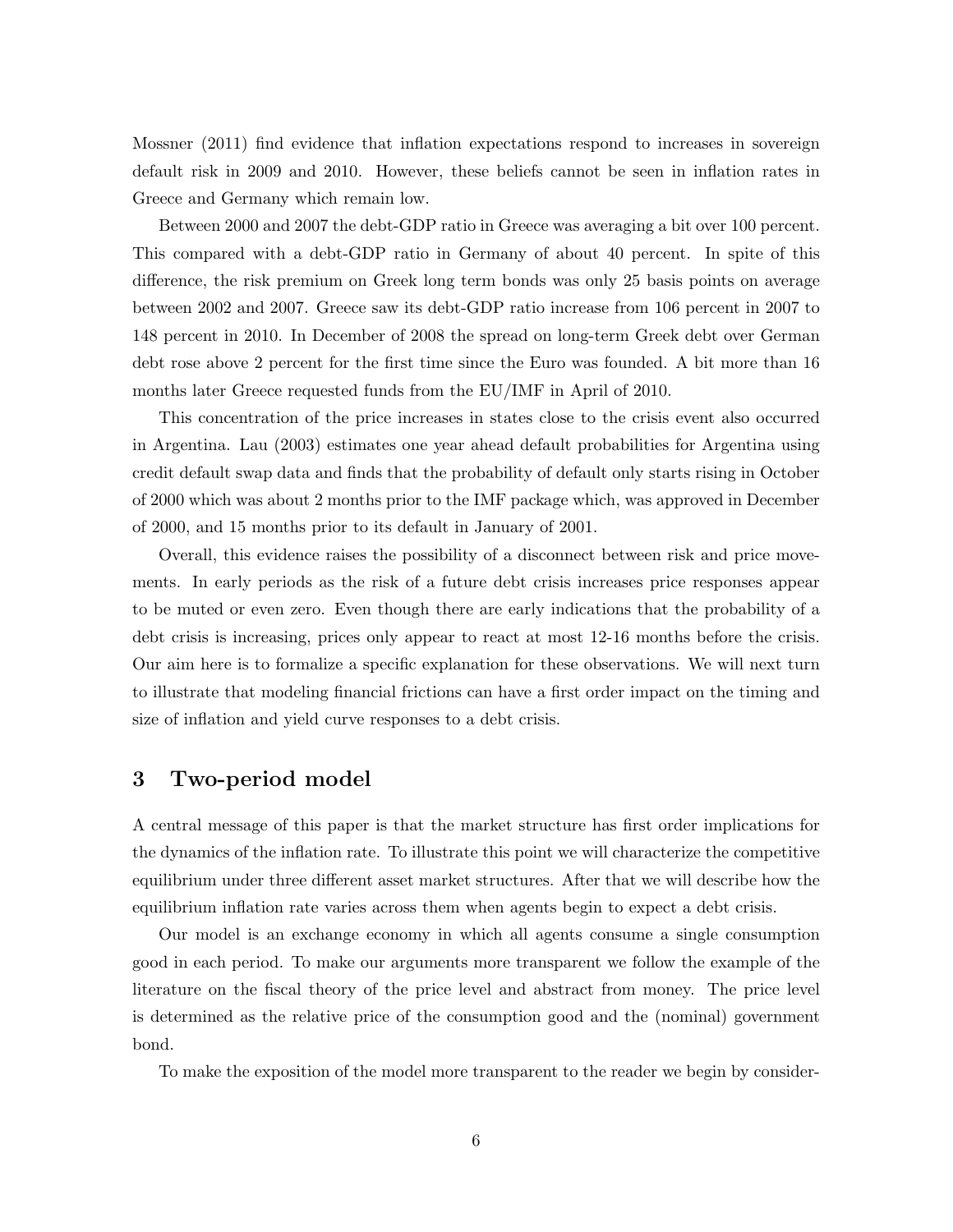Mossner (2011) find evidence that inflation expectations respond to increases in sovereign default risk in 2009 and 2010. However, these beliefs cannot be seen in inflation rates in Greece and Germany which remain low.

Between 2000 and 2007 the debt-GDP ratio in Greece was averaging a bit over 100 percent. This compared with a debt-GDP ratio in Germany of about 40 percent. In spite of this difference, the risk premium on Greek long term bonds was only 25 basis points on average between 2002 and 2007. Greece saw its debt-GDP ratio increase from 106 percent in 2007 to 148 percent in 2010. In December of 2008 the spread on long-term Greek debt over German debt rose above 2 percent for the first time since the Euro was founded. A bit more than 16 months later Greece requested funds from the EU/IMF in April of 2010.

This concentration of the price increases in states close to the crisis event also occurred in Argentina. Lau (2003) estimates one year ahead default probabilities for Argentina using credit default swap data and finds that the probability of default only starts rising in October of 2000 which was about 2 months prior to the IMF package which, was approved in December of 2000, and 15 months prior to its default in January of 2001.

Overall, this evidence raises the possibility of a disconnect between risk and price movements. In early periods as the risk of a future debt crisis increases price responses appear to be muted or even zero. Even though there are early indications that the probability of a debt crisis is increasing, prices only appear to react at most 12-16 months before the crisis. Our aim here is to formalize a specific explanation for these observations. We will next turn to illustrate that modeling financial frictions can have a first order impact on the timing and size of inflation and yield curve responses to a debt crisis.

# 3 Two-period model

A central message of this paper is that the market structure has first order implications for the dynamics of the inflation rate. To illustrate this point we will characterize the competitive equilibrium under three different asset market structures. After that we will describe how the equilibrium inflation rate varies across them when agents begin to expect a debt crisis.

Our model is an exchange economy in which all agents consume a single consumption good in each period. To make our arguments more transparent we follow the example of the literature on the fiscal theory of the price level and abstract from money. The price level is determined as the relative price of the consumption good and the (nominal) government bond.

To make the exposition of the model more transparent to the reader we begin by consider-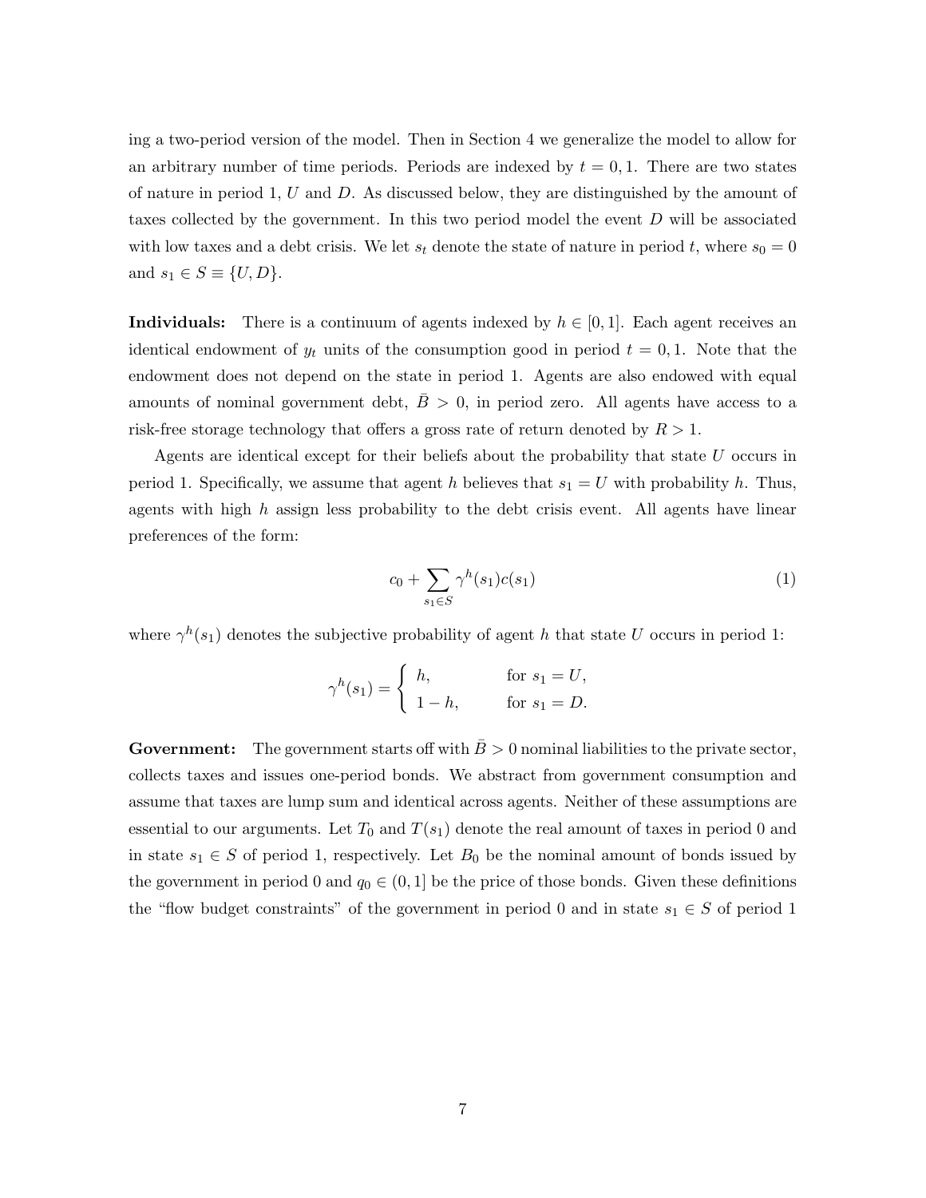ing a two-period version of the model. Then in Section 4 we generalize the model to allow for an arbitrary number of time periods. Periods are indexed by $t = 0, 1$. There are two states of nature in period 1, $U$ and $D$. As discussed below, they are distinguished by the amount of taxes collected by the government. In this two period model the event $D$ will be associated with low taxes and a debt crisis. We let $s_t$ denote the state of nature in period $t$, where $s_0 = 0$ and $s_1 \in S \equiv \{U, D\}$.

**Individuals:** There is a continuum of agents indexed by $h \in [0, 1]$. Each agent receives an identical endowment of $y_t$ units of the consumption good in period $t = 0, 1$. Note that the endowment does not depend on the state in period 1. Agents are also endowed with equal amounts of nominal government debt, $\bar{B} > 0$, in period zero. All agents have access to a risk-free storage technology that offers a gross rate of return denoted by $R > 1$.

Agents are identical except for their beliefs about the probability that state $U$ occurs in period 1. Specifically, we assume that agent $h$ believes that $s_1 = U$ with probability $h$. Thus, agents with high $h$ assign less probability to the debt crisis event. All agents have linear preferences of the form:

$$c_0 + \sum_{s_1 \in S} \gamma^h(s_1) c(s_1) \tag{1}$$

where $\gamma^h(s_1)$ denotes the subjective probability of agent $h$ that state $U$ occurs in period 1:

$$\gamma^h(s_1) = \begin{cases} h, & \text{for } s_1 = U, \\ 1 - h, & \text{for } s_1 = D. \end{cases}$$

**Government:** The government starts off with $\bar{B} > 0$ nominal liabilities to the private sector, collects taxes and issues one-period bonds. We abstract from government consumption and assume that taxes are lump sum and identical across agents. Neither of these assumptions are essential to our arguments. Let $T_0$ and $T(s_1)$ denote the real amount of taxes in period 0 and in state $s_1 \in S$ of period 1, respectively. Let $B_0$ be the nominal amount of bonds issued by the government in period 0 and $q_0 \in (0, 1]$ be the price of those bonds. Given these definitions the "flow budget constraints" of the government in period 0 and in state $s_1 \in S$ of period 1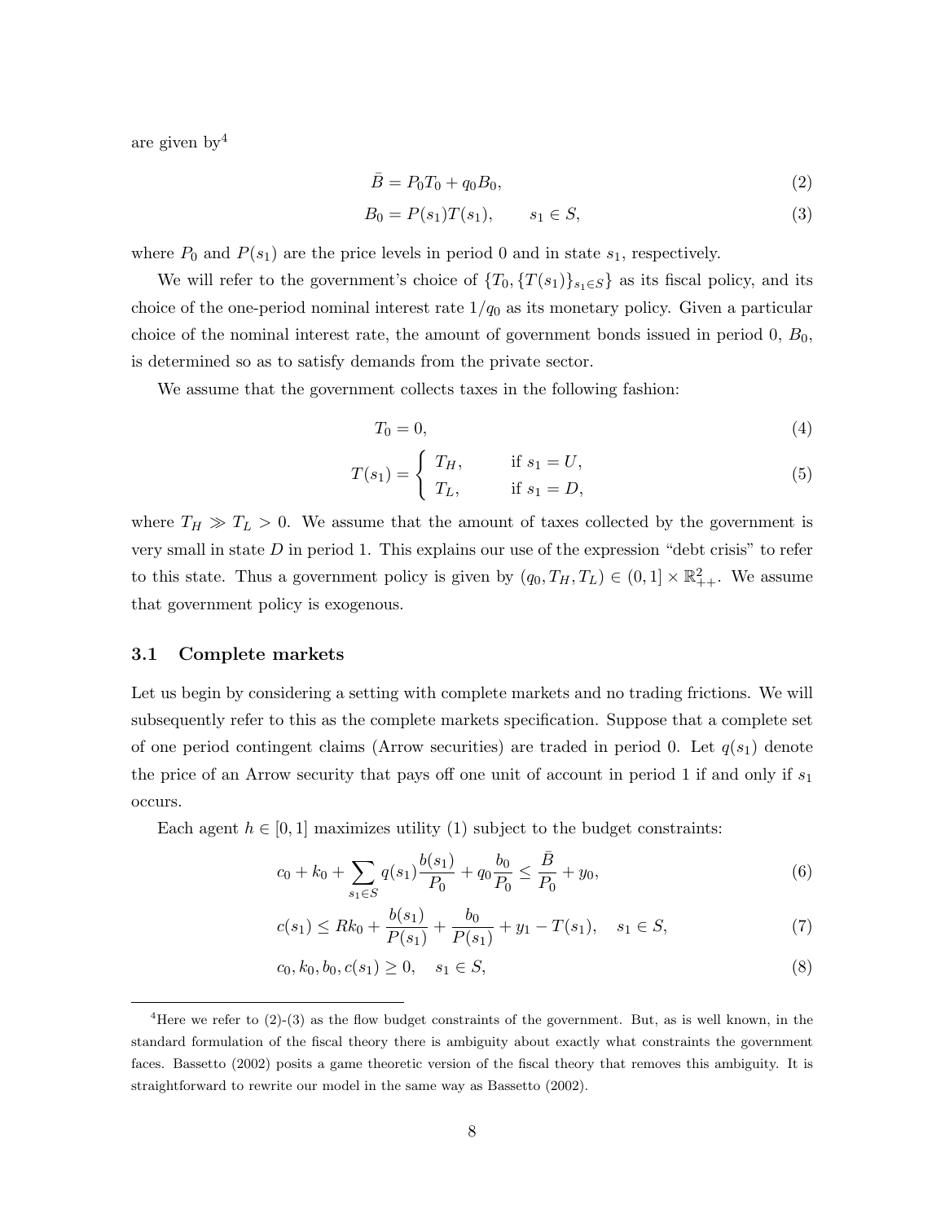are given by[4]

$$\bar{B} = P_0 T_0 + q_0 B_0, \tag{2}$$

$$B_0 = P(s_1) T(s_1), \qquad s_1 \in S, \tag{3}$$

where $P_0$ and $P(s_1)$ are the price levels in period 0 and in state $s_1$, respectively.

We will refer to the government's choice of $\{T_0, \{T(s_1)\}_{s_1 \in S}\}$ as its fiscal policy, and its choice of the one-period nominal interest rate $1/q_0$ as its monetary policy. Given a particular choice of the nominal interest rate, the amount of government bonds issued in period 0, $B_0$, is determined so as to satisfy demands from the private sector.

We assume that the government collects taxes in the following fashion:

$$T_0 = 0, \tag{4}$$

$$T(s_1) = \begin{cases} T_H, & \text{if } s_1 = U, \\ T_L, & \text{if } s_1 = D, \end{cases} \tag{5}$$

where $T_H \gg T_L > 0$. We assume that the amount of taxes collected by the government is very small in state $D$ in period 1. This explains our use of the expression "debt crisis" to refer to this state. Thus a government policy is given by $(q_0, T_H, T_L) \in (0, 1] \times \mathbb{R}^2_{++}$. We assume that government policy is exogenous.

### 3.1 Complete markets

Let us begin by considering a setting with complete markets and no trading frictions. We will subsequently refer to this as the complete markets specification. Suppose that a complete set of one period contingent claims (Arrow securities) are traded in period 0. Let $q(s_1)$ denote the price of an Arrow security that pays off one unit of account in period 1 if and only if $s_1$ occurs.

Each agent $h \in [0, 1]$ maximizes utility (1) subject to the budget constraints:

$$c_0 + k_0 + \sum_{s_1 \in S} q(s_1) \frac{b(s_1)}{P_0} + q_0 \frac{b_0}{P_0} \leq \frac{\bar{B}}{P_0} + y_0, \tag{6}$$

$$c(s_1) \leq R k_0 + \frac{b(s_1)}{P(s_1)} + \frac{b_0}{P(s_1)} + y_1 - T(s_1), \quad s_1 \in S, \tag{7}$$

$$c_0, k_0, b_0, c(s_1) \geq 0, \quad s_1 \in S, \tag{8}$$

[4]Here we refer to (2)-(3) as the flow budget constraints of the government. But, as is well known, in the standard formulation of the fiscal theory there is ambiguity about exactly what constraints the government faces. Bassetto (2002) posits a game theoretic version of the fiscal theory that removes this ambiguity. It is straightforward to rewrite our model in the same way as Bassetto (2002).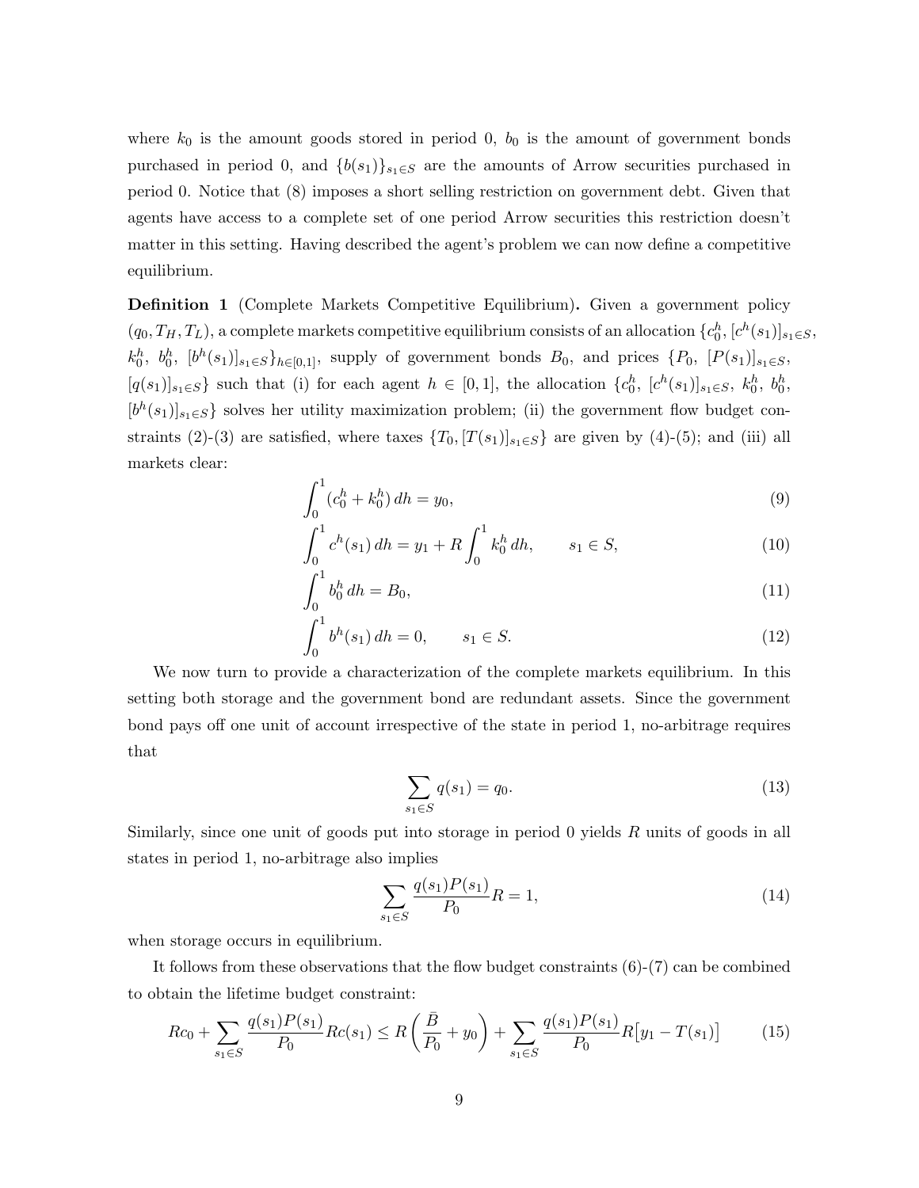where $k_0$ is the amount goods stored in period 0, $b_0$ is the amount of government bonds purchased in period 0, and $\{b(s_1)\}_{s_1 \in S}$ are the amounts of Arrow securities purchased in period 0. Notice that (8) imposes a short selling restriction on government debt. Given that agents have access to a complete set of one period Arrow securities this restriction doesn't matter in this setting. Having described the agent's problem we can now define a competitive equilibrium.

**Definition 1** (Complete Markets Competitive Equilibrium)**.** Given a government policy $(q_0, T_H, T_L)$, a complete markets competitive equilibrium consists of an allocation $\{c_0^h, [c^h(s_1)]_{s_1 \in S}, k_0^h, b_0^h, [b^h(s_1)]_{s_1 \in S}\}_{h \in [0,1]}$, supply of government bonds $B_0$, and prices $\{P_0, [P(s_1)]_{s_1 \in S}, [q(s_1)]_{s_1 \in S}\}$ such that (i) for each agent $h \in [0, 1]$, the allocation $\{c_0^h, [c^h(s_1)]_{s_1 \in S}, k_0^h, b_0^h, [b^h(s_1)]_{s_1 \in S}\}$ solves her utility maximization problem; (ii) the government flow budget constraints (2)-(3) are satisfied, where taxes $\{T_0, [T(s_1)]_{s_1 \in S}\}$ are given by (4)-(5); and (iii) all markets clear:

$$\int_0^1 (c_0^h + k_0^h)\, dh = y_0, \tag{9}$$

$$\int_0^1 c^h(s_1)\, dh = y_1 + R \int_0^1 k_0^h\, dh, \qquad s_1 \in S, \tag{10}$$

$$\int_0^1 b_0^h\, dh = B_0, \tag{11}$$

$$\int_0^1 b^h(s_1)\, dh = 0, \qquad s_1 \in S. \tag{12}$$

We now turn to provide a characterization of the complete markets equilibrium. In this setting both storage and the government bond are redundant assets. Since the government bond pays off one unit of account irrespective of the state in period 1, no-arbitrage requires that

$$\sum_{s_1 \in S} q(s_1) = q_0. \tag{13}$$

Similarly, since one unit of goods put into storage in period 0 yields $R$ units of goods in all states in period 1, no-arbitrage also implies

$$\sum_{s_1 \in S} \frac{q(s_1) P(s_1)}{P_0} R = 1, \tag{14}$$

when storage occurs in equilibrium.

It follows from these observations that the flow budget constraints (6)-(7) can be combined to obtain the lifetime budget constraint:

$$Rc_0 + \sum_{s_1 \in S} \frac{q(s_1)P(s_1)}{P_0} Rc(s_1) \leq R\left(\frac{\bar{B}}{P_0} + y_0\right) + \sum_{s_1 \in S} \frac{q(s_1)P(s_1)}{P_0} R\big[y_1 - T(s_1)\big] \tag{15}$$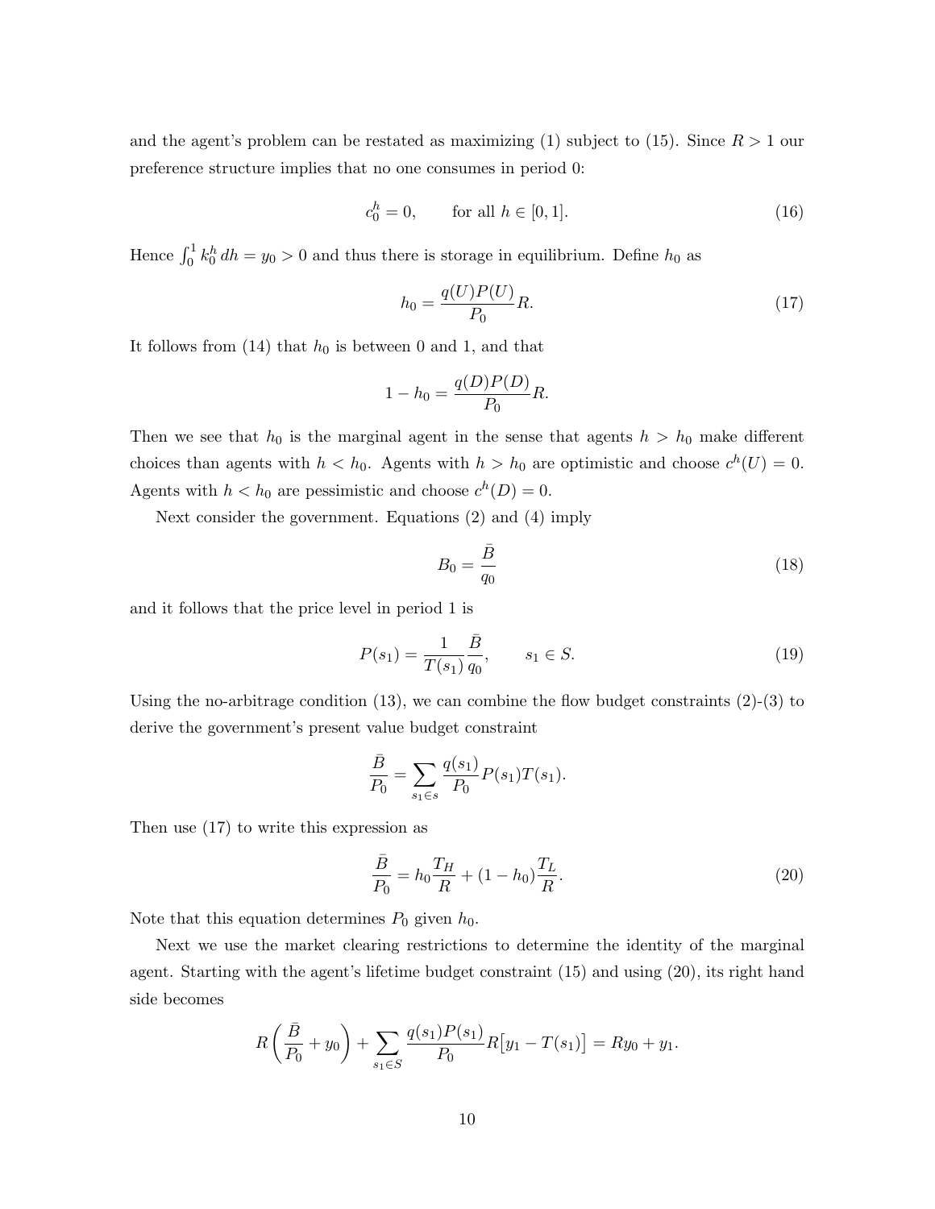and the agent's problem can be restated as maximizing (1) subject to (15). Since $R > 1$ our preference structure implies that no one consumes in period 0:

$$c_0^h = 0, \qquad \text{for all } h \in [0, 1]. \tag{16}$$

Hence $\int_0^1 k_0^h \, dh = y_0 > 0$ and thus there is storage in equilibrium. Define $h_0$ as

$$h_0 = \frac{q(U)P(U)}{P_0} R. \tag{17}$$

It follows from (14) that $h_0$ is between 0 and 1, and that

$$1 - h_0 = \frac{q(D)P(D)}{P_0} R.$$

Then we see that $h_0$ is the marginal agent in the sense that agents $h > h_0$ make different choices than agents with $h < h_0$. Agents with $h > h_0$ are optimistic and choose $c^h(U) = 0$. Agents with $h < h_0$ are pessimistic and choose $c^h(D) = 0$.

Next consider the government. Equations (2) and (4) imply

$$B_0 = \frac{\bar{B}}{q_0} \tag{18}$$

and it follows that the price level in period 1 is

$$P(s_1) = \frac{1}{T(s_1)} \frac{\bar{B}}{q_0}, \qquad s_1 \in S. \tag{19}$$

Using the no-arbitrage condition (13), we can combine the flow budget constraints (2)-(3) to derive the government's present value budget constraint

$$\frac{\bar{B}}{P_0} = \sum_{s_1 \in s} \frac{q(s_1)}{P_0} P(s_1) T(s_1).$$

Then use (17) to write this expression as

$$\frac{\bar{B}}{P_0} = h_0 \frac{T_H}{R} + (1 - h_0) \frac{T_L}{R}. \tag{20}$$

Note that this equation determines $P_0$ given $h_0$.

Next we use the market clearing restrictions to determine the identity of the marginal agent. Starting with the agent's lifetime budget constraint (15) and using (20), its right hand side becomes

$$R\left(\frac{\bar{B}}{P_0} + y_0\right) + \sum_{s_1 \in S} \frac{q(s_1)P(s_1)}{P_0} R\big[y_1 - T(s_1)\big] = Ry_0 + y_1.$$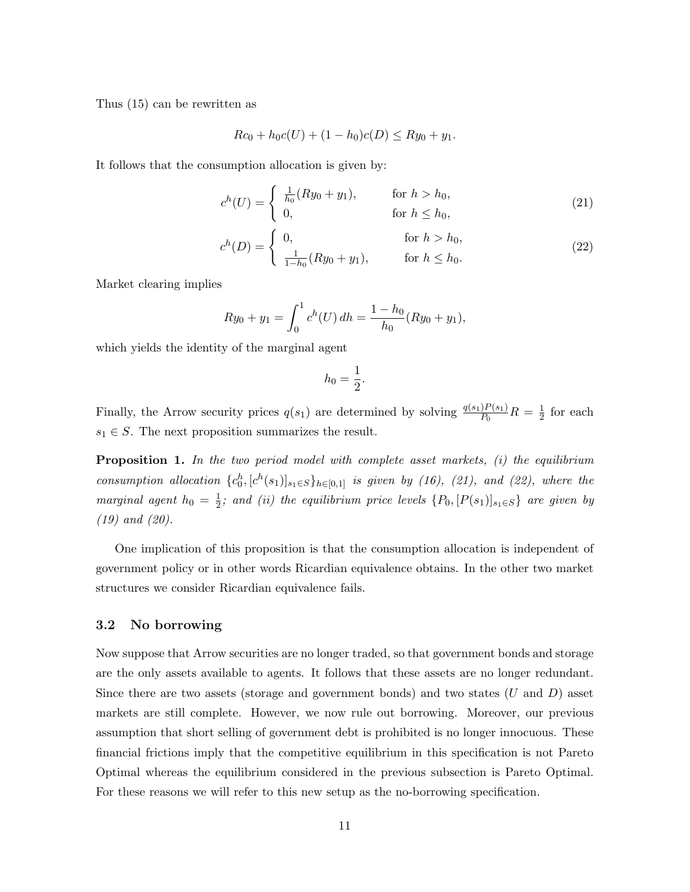Thus (15) can be rewritten as

$$Rc_0 + h_0 c(U) + (1 - h_0) c(D) \leq R y_0 + y_1.$$

It follows that the consumption allocation is given by:

$$c^h(U) = \begin{cases} \frac{1}{h_0}(Ry_0 + y_1), & \text{for } h > h_0, \\ 0, & \text{for } h \leq h_0, \end{cases} \tag{21}$$

$$c^h(D) = \begin{cases} 0, & \text{for } h > h_0, \\ \frac{1}{1-h_0}(Ry_0 + y_1), & \text{for } h \leq h_0. \end{cases} \tag{22}$$

Market clearing implies

$$Ry_0 + y_1 = \int_0^1 c^h(U)\, dh = \frac{1 - h_0}{h_0}(Ry_0 + y_1),$$

which yields the identity of the marginal agent

$$h_0 = \frac{1}{2}.$$

Finally, the Arrow security prices $q(s_1)$ are determined by solving $\frac{q(s_1)P(s_1)}{P_0}R = \frac{1}{2}$ for each $s_1 \in S$. The next proposition summarizes the result.

**Proposition 1.** *In the two period model with complete asset markets, (i) the equilibrium consumption allocation* $\{c_0^h, [c^h(s_1)]_{s_1 \in S}\}_{h \in [0,1]}$ *is given by (16), (21), and (22), where the marginal agent* $h_0 = \frac{1}{2}$*; and (ii) the equilibrium price levels* $\{P_0, [P(s_1)]_{s_1 \in S}\}$ *are given by (19) and (20).*

One implication of this proposition is that the consumption allocation is independent of government policy or in other words Ricardian equivalence obtains. In the other two market structures we consider Ricardian equivalence fails.

### 3.2 No borrowing

Now suppose that Arrow securities are no longer traded, so that government bonds and storage are the only assets available to agents. It follows that these assets are no longer redundant. Since there are two assets (storage and government bonds) and two states ($U$ and $D$) asset markets are still complete. However, we now rule out borrowing. Moreover, our previous assumption that short selling of government debt is prohibited is no longer innocuous. These financial frictions imply that the competitive equilibrium in this specification is not Pareto Optimal whereas the equilibrium considered in the previous subsection is Pareto Optimal. For these reasons we will refer to this new setup as the no-borrowing specification.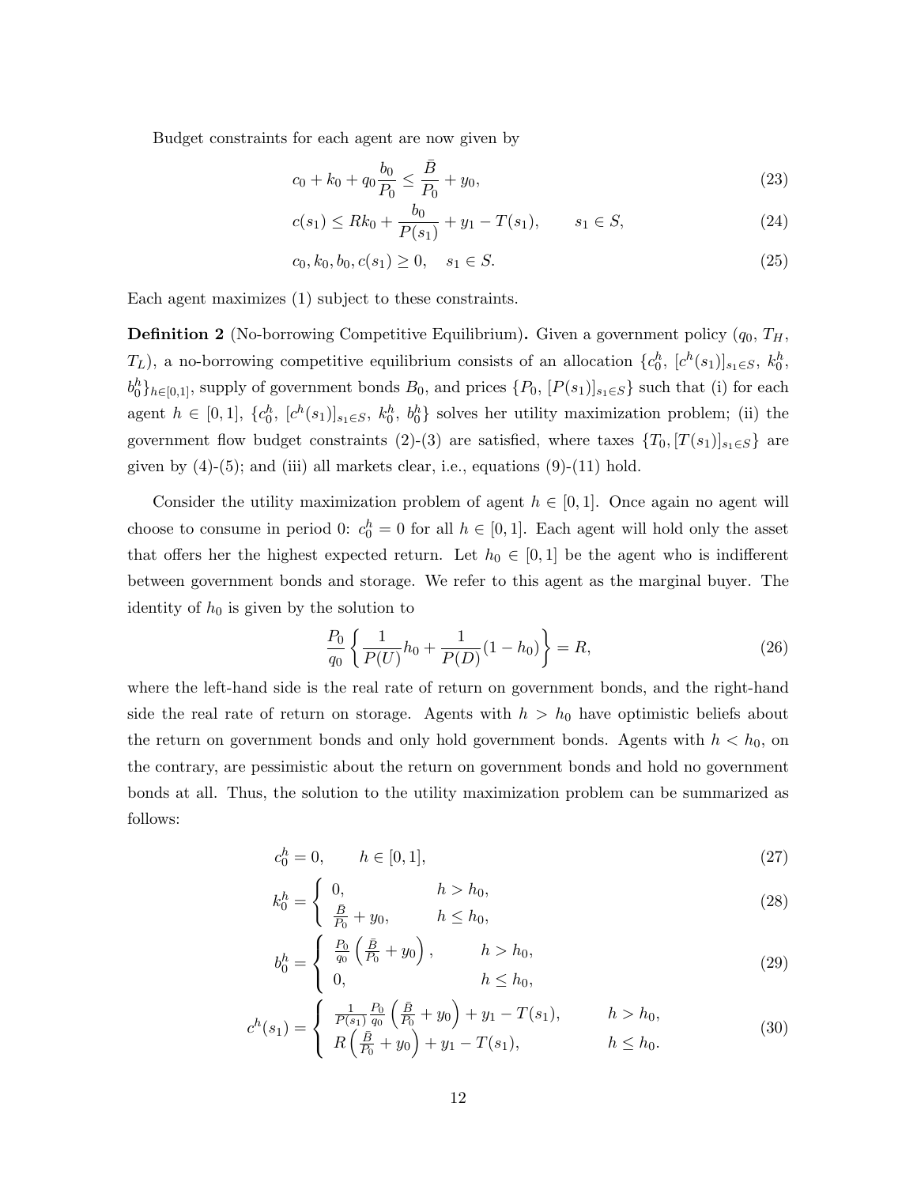Budget constraints for each agent are now given by

$$c_0 + k_0 + q_0 \frac{b_0}{P_0} \le \frac{\bar{B}}{P_0} + y_0, \tag{23}$$

$$c(s_1) \le R k_0 + \frac{b_0}{P(s_1)} + y_1 - T(s_1), \qquad s_1 \in S, \tag{24}$$

$$c_0, k_0, b_0, c(s_1) \ge 0, \quad s_1 \in S. \tag{25}$$

Each agent maximizes (1) subject to these constraints.

**Definition 2** (No-borrowing Competitive Equilibrium)**.** Given a government policy ($q_0$, $T_H$, $T_L$), a no-borrowing competitive equilibrium consists of an allocation $\{c_0^h,\ [c^h(s_1)]_{s_1 \in S},\ k_0^h,\ b_0^h\}_{h \in [0,1]}$, supply of government bonds $B_0$, and prices $\{P_0,\ [P(s_1)]_{s_1 \in S}\}$ such that (i) for each agent $h \in [0,1]$, $\{c_0^h,\ [c^h(s_1)]_{s_1 \in S},\ k_0^h,\ b_0^h\}$ solves her utility maximization problem; (ii) the government flow budget constraints (2)-(3) are satisfied, where taxes $\{T_0, [T(s_1)]_{s_1 \in S}\}$ are given by (4)-(5); and (iii) all markets clear, i.e., equations (9)-(11) hold.

Consider the utility maximization problem of agent $h \in [0,1]$. Once again no agent will choose to consume in period 0: $c_0^h = 0$ for all $h \in [0,1]$. Each agent will hold only the asset that offers her the highest expected return. Let $h_0 \in [0,1]$ be the agent who is indifferent between government bonds and storage. We refer to this agent as the marginal buyer. The identity of $h_0$ is given by the solution to

$$\frac{P_0}{q_0} \left\{ \frac{1}{P(U)} h_0 + \frac{1}{P(D)} (1 - h_0) \right\} = R, \tag{26}$$

where the left-hand side is the real rate of return on government bonds, and the right-hand side the real rate of return on storage. Agents with $h > h_0$ have optimistic beliefs about the return on government bonds and only hold government bonds. Agents with $h < h_0$, on the contrary, are pessimistic about the return on government bonds and hold no government bonds at all. Thus, the solution to the utility maximization problem can be summarized as follows:

$$c_0^h = 0, \qquad h \in [0,1], \tag{27}$$

$$k_0^h = \begin{cases} 0, & h > h_0, \\ \frac{\bar{B}}{P_0} + y_0, & h \le h_0, \end{cases} \tag{28}$$

$$b_0^h = \begin{cases} \frac{P_0}{q_0} \left( \frac{\bar{B}}{P_0} + y_0 \right), & h > h_0, \\ 0, & h \le h_0, \end{cases} \tag{29}$$

$$c^h(s_1) = \begin{cases} \frac{1}{P(s_1)} \frac{P_0}{q_0} \left( \frac{\bar{B}}{P_0} + y_0 \right) + y_1 - T(s_1), & h > h_0, \\ R \left( \frac{\bar{B}}{P_0} + y_0 \right) + y_1 - T(s_1), & h \le h_0. \end{cases} \tag{30}$$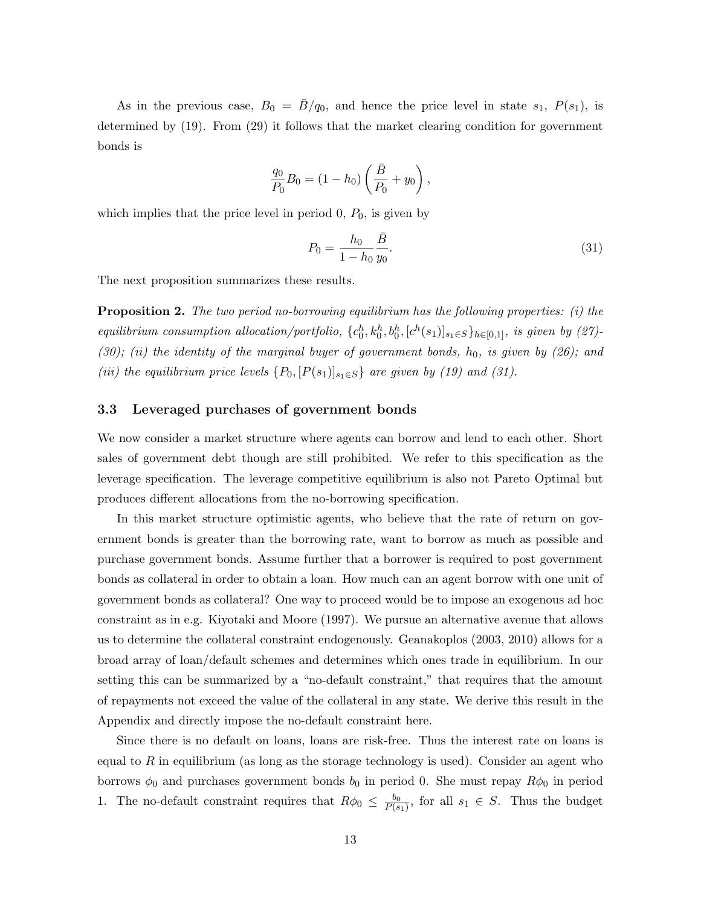As in the previous case, $B_0 = \bar{B}/q_0$, and hence the price level in state $s_1$, $P(s_1)$, is determined by (19). From (29) it follows that the market clearing condition for government bonds is

$$\frac{q_0}{P_0} B_0 = (1 - h_0) \left( \frac{\bar{B}}{P_0} + y_0 \right),$$

which implies that the price level in period 0, $P_0$, is given by

$$P_0 = \frac{h_0}{1 - h_0} \frac{\bar{B}}{y_0}. \tag{31}$$

The next proposition summarizes these results.

**Proposition 2.** *The two period no-borrowing equilibrium has the following properties: (i) the equilibrium consumption allocation/portfolio, $\{c_0^h, k_0^h, b_0^h, [c^h(s_1)]_{s_1 \in S}\}_{h \in [0,1]}$, is given by (27)-(30); (ii) the identity of the marginal buyer of government bonds, $h_0$, is given by (26); and (iii) the equilibrium price levels $\{P_0, [P(s_1)]_{s_1 \in S}\}$ are given by (19) and (31).*

### 3.3 Leveraged purchases of government bonds

We now consider a market structure where agents can borrow and lend to each other. Short sales of government debt though are still prohibited. We refer to this specification as the leverage specification. The leverage competitive equilibrium is also not Pareto Optimal but produces different allocations from the no-borrowing specification.

In this market structure optimistic agents, who believe that the rate of return on government bonds is greater than the borrowing rate, want to borrow as much as possible and purchase government bonds. Assume further that a borrower is required to post government bonds as collateral in order to obtain a loan. How much can an agent borrow with one unit of government bonds as collateral? One way to proceed would be to impose an exogenous ad hoc constraint as in e.g. Kiyotaki and Moore (1997). We pursue an alternative avenue that allows us to determine the collateral constraint endogenously. Geanakoplos (2003, 2010) allows for a broad array of loan/default schemes and determines which ones trade in equilibrium. In our setting this can be summarized by a "no-default constraint," that requires that the amount of repayments not exceed the value of the collateral in any state. We derive this result in the Appendix and directly impose the no-default constraint here.

Since there is no default on loans, loans are risk-free. Thus the interest rate on loans is equal to $R$ in equilibrium (as long as the storage technology is used). Consider an agent who borrows $\phi_0$ and purchases government bonds $b_0$ in period 0. She must repay $R\phi_0$ in period 1. The no-default constraint requires that $R\phi_0 \leq \frac{b_0}{P(s_1)}$, for all $s_1 \in S$. Thus the budget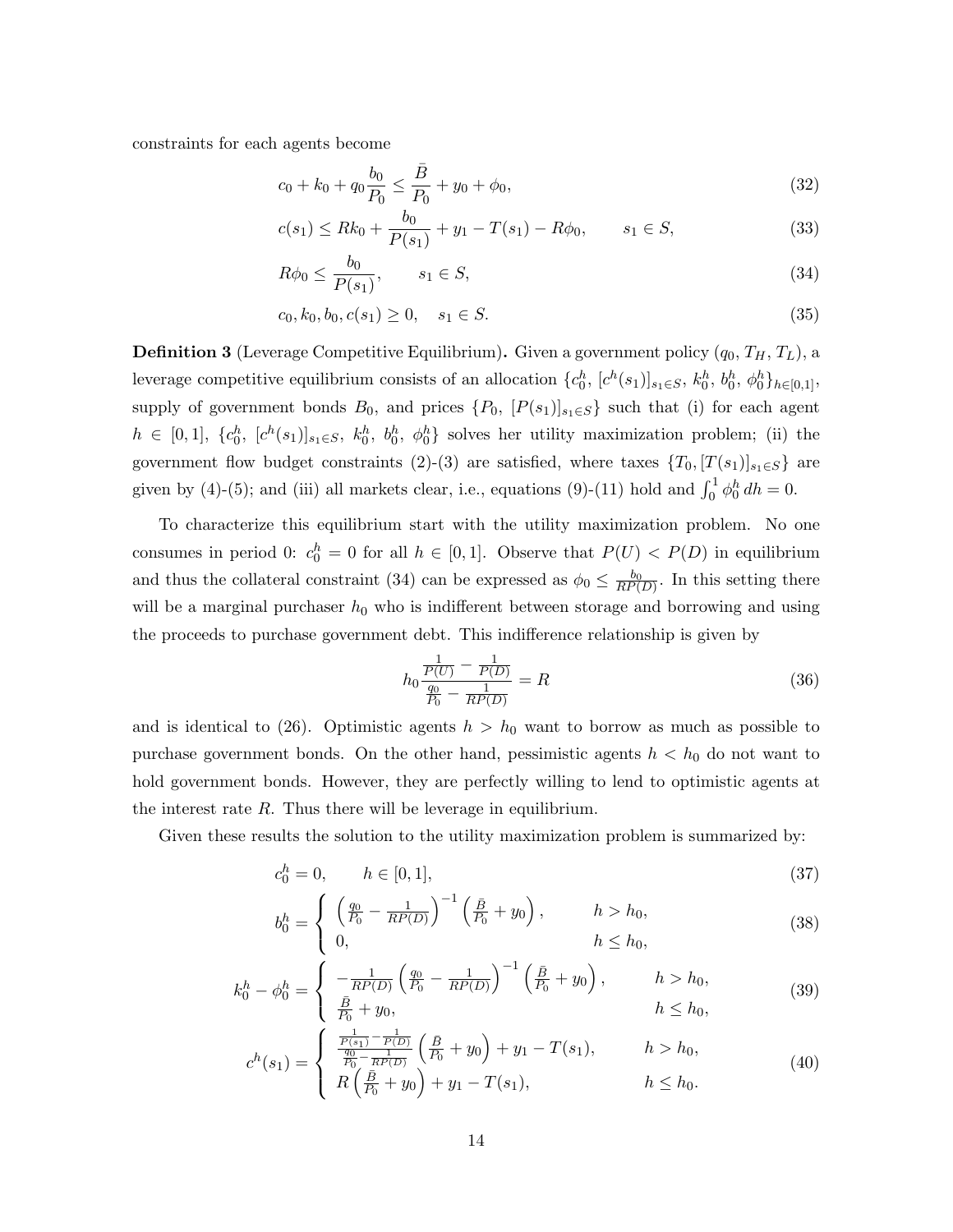constraints for each agents become

$$c_0 + k_0 + q_0 \frac{b_0}{P_0} \leq \frac{\bar{B}}{P_0} + y_0 + \phi_0, \tag{32}$$

$$c(s_1) \leq Rk_0 + \frac{b_0}{P(s_1)} + y_1 - T(s_1) - R\phi_0, \qquad s_1 \in S, \tag{33}$$

$$R\phi_0 \leq \frac{b_0}{P(s_1)}, \qquad s_1 \in S, \tag{34}$$

$$c_0, k_0, b_0, c(s_1) \geq 0, \quad s_1 \in S. \tag{35}$$

**Definition 3** (Leverage Competitive Equilibrium)**.** Given a government policy $(q_0, T_H, T_L)$, a leverage competitive equilibrium consists of an allocation $\{c_0^h, [c^h(s_1)]_{s_1 \in S}, k_0^h, b_0^h, \phi_0^h\}_{h \in [0,1]}$, supply of government bonds $B_0$, and prices $\{P_0, [P(s_1)]_{s_1 \in S}\}$ such that (i) for each agent $h \in [0,1]$, $\{c_0^h, [c^h(s_1)]_{s_1 \in S}, k_0^h, b_0^h, \phi_0^h\}$ solves her utility maximization problem; (ii) the government flow budget constraints (2)-(3) are satisfied, where taxes $\{T_0, [T(s_1)]_{s_1 \in S}\}$ are given by (4)-(5); and (iii) all markets clear, i.e., equations (9)-(11) hold and $\int_0^1 \phi_0^h \, dh = 0$.

To characterize this equilibrium start with the utility maximization problem. No one consumes in period 0: $c_0^h = 0$ for all $h \in [0,1]$. Observe that $P(U) < P(D)$ in equilibrium and thus the collateral constraint (34) can be expressed as $\phi_0 \leq \frac{b_0}{RP(D)}$. In this setting there will be a marginal purchaser $h_0$ who is indifferent between storage and borrowing and using the proceeds to purchase government debt. This indifference relationship is given by

$$h_0 \frac{\frac{1}{P(U)} - \frac{1}{P(D)}}{\frac{q_0}{P_0} - \frac{1}{RP(D)}} = R \tag{36}$$

and is identical to (26). Optimistic agents $h > h_0$ want to borrow as much as possible to purchase government bonds. On the other hand, pessimistic agents $h < h_0$ do not want to hold government bonds. However, they are perfectly willing to lend to optimistic agents at the interest rate $R$. Thus there will be leverage in equilibrium.

Given these results the solution to the utility maximization problem is summarized by:

$$c_0^h = 0, \qquad h \in [0,1], \tag{37}$$

$$b_0^h = \begin{cases} \left(\frac{q_0}{P_0} - \frac{1}{RP(D)}\right)^{-1} \left(\frac{\bar{B}}{P_0} + y_0\right), & h > h_0, \\ 0, & h \leq h_0, \end{cases} \tag{38}$$

$$k_0^h - \phi_0^h = \begin{cases} -\frac{1}{RP(D)} \left(\frac{q_0}{P_0} - \frac{1}{RP(D)}\right)^{-1} \left(\frac{\bar{B}}{P_0} + y_0\right), & h > h_0, \\ \frac{\bar{B}}{P_0} + y_0, & h \leq h_0, \end{cases} \tag{39}$$

$$c^h(s_1) = \begin{cases} \frac{\frac{1}{P(s_1)} - \frac{1}{P(D)}}{\frac{q_0}{P_0} - \frac{1}{RP(D)}} \left(\frac{\bar{B}}{P_0} + y_0\right) + y_1 - T(s_1), & h > h_0, \\ R\left(\frac{\bar{B}}{P_0} + y_0\right) + y_1 - T(s_1), & h \leq h_0. \end{cases} \tag{40}$$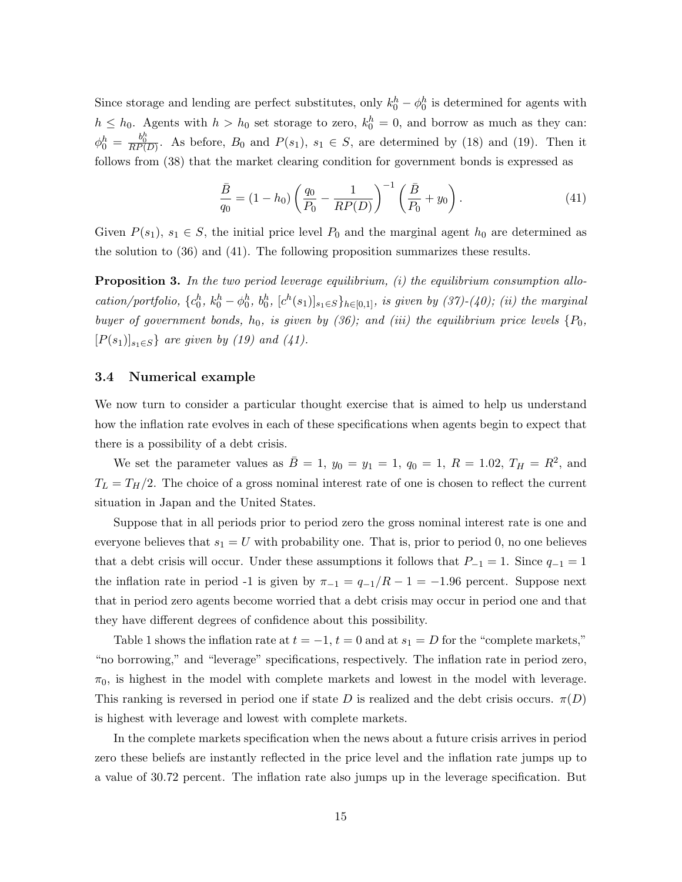Since storage and lending are perfect substitutes, only $k_0^h - \phi_0^h$ is determined for agents with $h \leq h_0$. Agents with $h > h_0$ set storage to zero, $k_0^h = 0$, and borrow as much as they can: $\phi_0^h = \frac{b_0^h}{RP(D)}$. As before, $B_0$ and $P(s_1)$, $s_1 \in S$, are determined by (18) and (19). Then it follows from (38) that the market clearing condition for government bonds is expressed as

$$\frac{\bar{B}}{q_0} = (1 - h_0) \left( \frac{q_0}{P_0} - \frac{1}{RP(D)} \right)^{-1} \left( \frac{\bar{B}}{P_0} + y_0 \right). \tag{41}$$

Given $P(s_1)$, $s_1 \in S$, the initial price level $P_0$ and the marginal agent $h_0$ are determined as the solution to (36) and (41). The following proposition summarizes these results.

**Proposition 3.** *In the two period leverage equilibrium, (i) the equilibrium consumption allocation/portfolio, $\{c_0^h,\ k_0^h - \phi_0^h,\ b_0^h,\ [c^h(s_1)]_{s_1 \in S}\}_{h \in [0,1]}$, is given by (37)-(40); (ii) the marginal buyer of government bonds, $h_0$, is given by (36); and (iii) the equilibrium price levels $\{P_0,\ [P(s_1)]_{s_1 \in S}\}$ are given by (19) and (41).*

### 3.4 Numerical example

We now turn to consider a particular thought exercise that is aimed to help us understand how the inflation rate evolves in each of these specifications when agents begin to expect that there is a possibility of a debt crisis.

We set the parameter values as $\bar{B} = 1$, $y_0 = y_1 = 1$, $q_0 = 1$, $R = 1.02$, $T_H = R^2$, and $T_L = T_H/2$. The choice of a gross nominal interest rate of one is chosen to reflect the current situation in Japan and the United States.

Suppose that in all periods prior to period zero the gross nominal interest rate is one and everyone believes that $s_1 = U$ with probability one. That is, prior to period 0, no one believes that a debt crisis will occur. Under these assumptions it follows that $P_{-1} = 1$. Since $q_{-1} = 1$ the inflation rate in period -1 is given by $\pi_{-1} = q_{-1}/R - 1 = -1.96$ percent. Suppose next that in period zero agents become worried that a debt crisis may occur in period one and that they have different degrees of confidence about this possibility.

Table 1 shows the inflation rate at $t = -1$, $t = 0$ and at $s_1 = D$ for the "complete markets," "no borrowing," and "leverage" specifications, respectively. The inflation rate in period zero, $\pi_0$, is highest in the model with complete markets and lowest in the model with leverage. This ranking is reversed in period one if state $D$ is realized and the debt crisis occurs. $\pi(D)$ is highest with leverage and lowest with complete markets.

In the complete markets specification when the news about a future crisis arrives in period zero these beliefs are instantly reflected in the price level and the inflation rate jumps up to a value of 30.72 percent. The inflation rate also jumps up in the leverage specification. But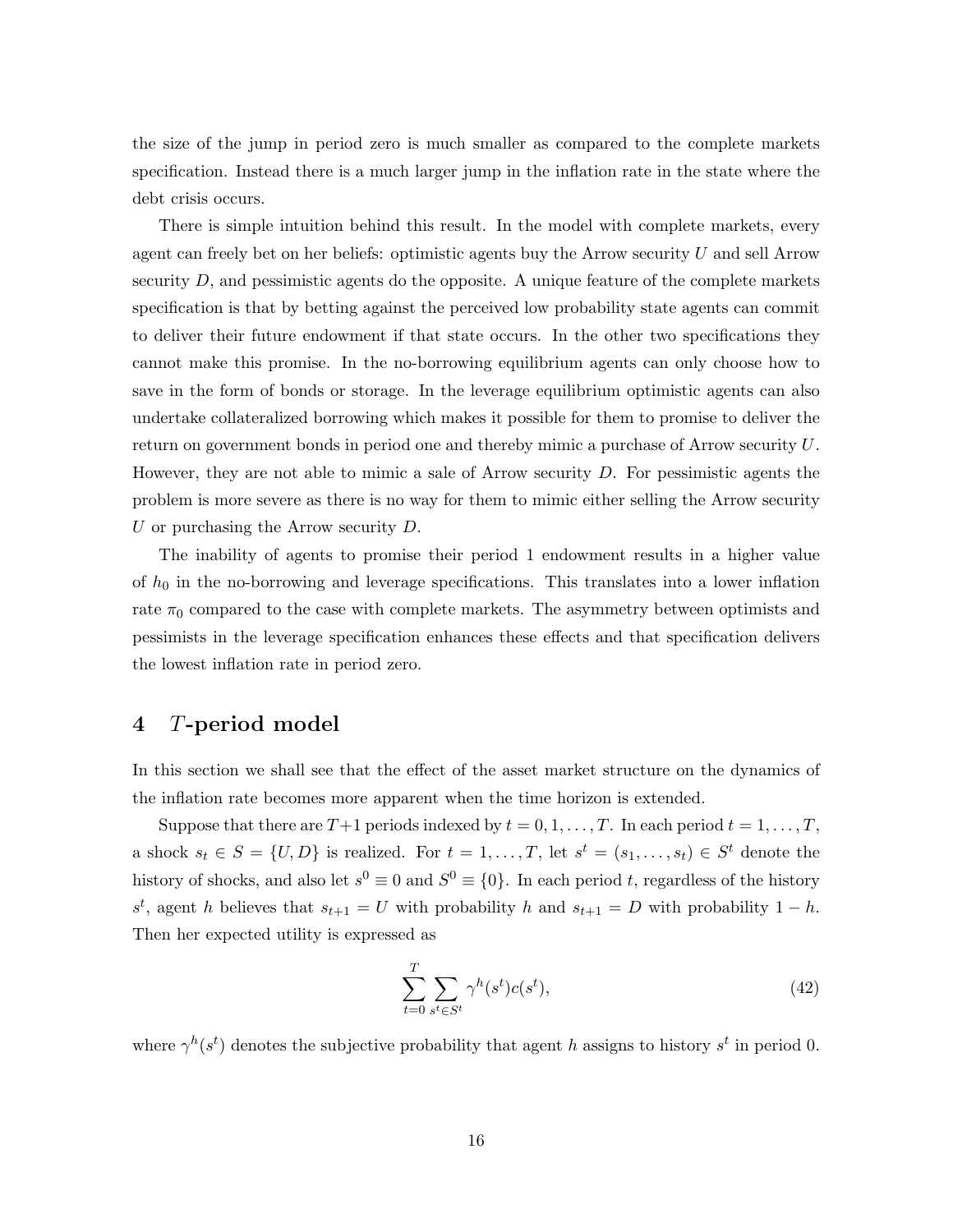the size of the jump in period zero is much smaller as compared to the complete markets specification. Instead there is a much larger jump in the inflation rate in the state where the debt crisis occurs.

There is simple intuition behind this result. In the model with complete markets, every agent can freely bet on her beliefs: optimistic agents buy the Arrow security $U$ and sell Arrow security $D$, and pessimistic agents do the opposite. A unique feature of the complete markets specification is that by betting against the perceived low probability state agents can commit to deliver their future endowment if that state occurs. In the other two specifications they cannot make this promise. In the no-borrowing equilibrium agents can only choose how to save in the form of bonds or storage. In the leverage equilibrium optimistic agents can also undertake collateralized borrowing which makes it possible for them to promise to deliver the return on government bonds in period one and thereby mimic a purchase of Arrow security $U$. However, they are not able to mimic a sale of Arrow security $D$. For pessimistic agents the problem is more severe as there is no way for them to mimic either selling the Arrow security $U$ or purchasing the Arrow security $D$.

The inability of agents to promise their period 1 endowment results in a higher value of $h_0$ in the no-borrowing and leverage specifications. This translates into a lower inflation rate $\pi_0$ compared to the case with complete markets. The asymmetry between optimists and pessimists in the leverage specification enhances these effects and that specification delivers the lowest inflation rate in period zero.

# 4 $T$-period model

In this section we shall see that the effect of the asset market structure on the dynamics of the inflation rate becomes more apparent when the time horizon is extended.

Suppose that there are $T+1$ periods indexed by $t = 0, 1, \ldots, T$. In each period $t = 1, \ldots, T$, a shock $s_t \in S = \{U, D\}$ is realized. For $t = 1, \ldots, T$, let $s^t = (s_1, \ldots, s_t) \in S^t$ denote the history of shocks, and also let $s^0 \equiv 0$ and $S^0 \equiv \{0\}$. In each period $t$, regardless of the history $s^t$, agent $h$ believes that $s_{t+1} = U$ with probability $h$ and $s_{t+1} = D$ with probability $1 - h$. Then her expected utility is expressed as

$$\sum_{t=0}^{T} \sum_{s^t \in S^t} \gamma^h(s^t) c(s^t), \tag{42}$$

where $\gamma^h(s^t)$ denotes the subjective probability that agent $h$ assigns to history $s^t$ in period 0.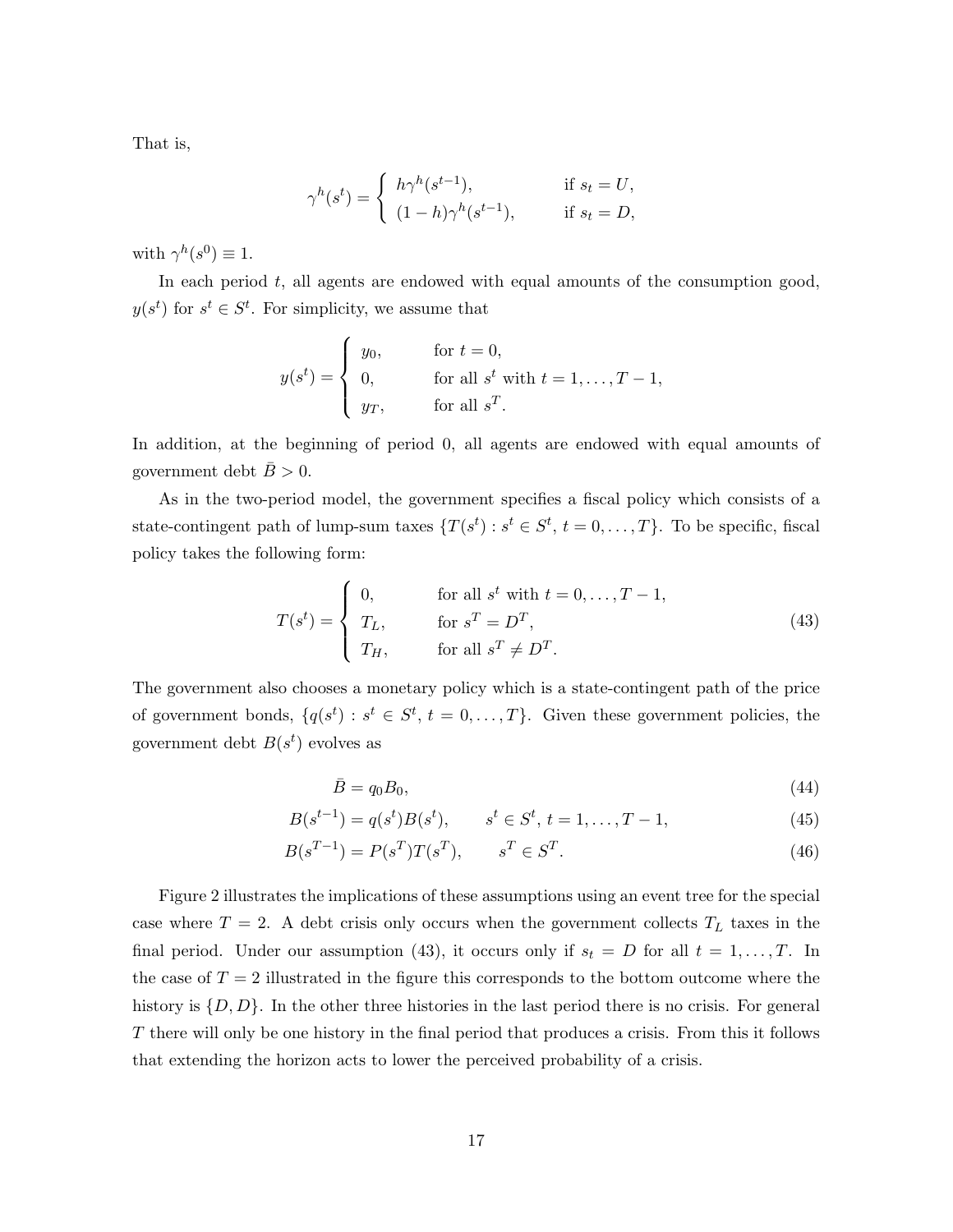That is,

$$\gamma^h(s^t) = \begin{cases} h\gamma^h(s^{t-1}), & \text{if } s_t = U, \\ (1-h)\gamma^h(s^{t-1}), & \text{if } s_t = D, \end{cases}$$

with $\gamma^h(s^0) \equiv 1$.

In each period $t$, all agents are endowed with equal amounts of the consumption good, $y(s^t)$ for $s^t \in S^t$. For simplicity, we assume that

$$y(s^t) = \begin{cases} y_0, & \text{for } t = 0, \\ 0, & \text{for all } s^t \text{ with } t = 1, \ldots, T-1, \\ y_T, & \text{for all } s^T. \end{cases}$$

In addition, at the beginning of period 0, all agents are endowed with equal amounts of government debt $\bar{B} > 0$.

As in the two-period model, the government specifies a fiscal policy which consists of a state-contingent path of lump-sum taxes $\{T(s^t) : s^t \in S^t, t = 0, \ldots, T\}$. To be specific, fiscal policy takes the following form:

$$T(s^t) = \begin{cases} 0, & \text{for all } s^t \text{ with } t = 0, \ldots, T-1, \\ T_L, & \text{for } s^T = D^T, \\ T_H, & \text{for all } s^T \neq D^T. \end{cases} \tag{43}$$

The government also chooses a monetary policy which is a state-contingent path of the price of government bonds, $\{q(s^t) : s^t \in S^t, t = 0, \ldots, T\}$. Given these government policies, the government debt $B(s^t)$ evolves as

$$\bar{B} = q_0 B_0, \tag{44}$$

$$B(s^{t-1}) = q(s^t)B(s^t), \qquad s^t \in S^t, \, t = 1, \ldots, T-1, \tag{45}$$

$$B(s^{T-1}) = P(s^T)T(s^T), \qquad s^T \in S^T. \tag{46}$$

Figure 2 illustrates the implications of these assumptions using an event tree for the special case where $T = 2$. A debt crisis only occurs when the government collects $T_L$ taxes in the final period. Under our assumption (43), it occurs only if $s_t = D$ for all $t = 1, \ldots, T$. In the case of $T = 2$ illustrated in the figure this corresponds to the bottom outcome where the history is $\{D, D\}$. In the other three histories in the last period there is no crisis. For general $T$ there will only be one history in the final period that produces a crisis. From this it follows that extending the horizon acts to lower the perceived probability of a crisis.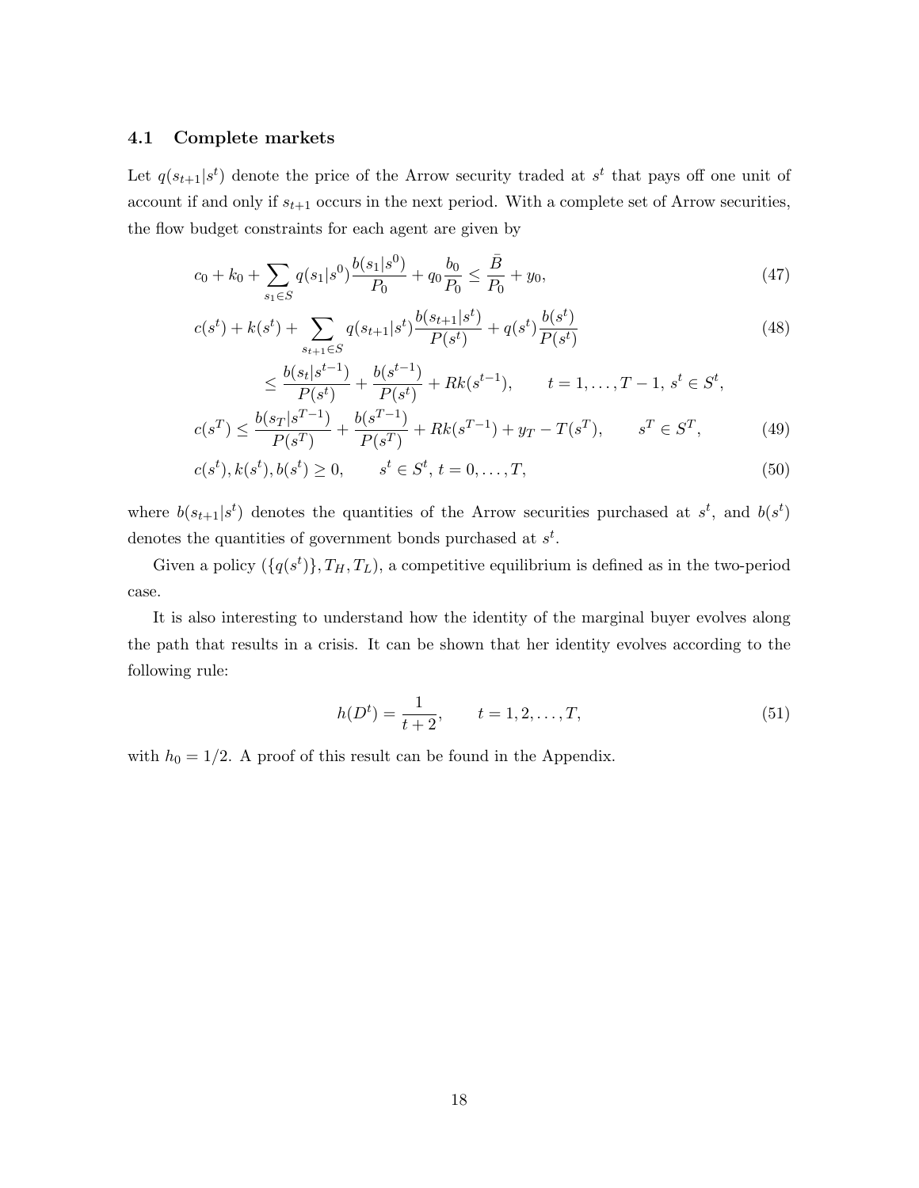### 4.1 Complete markets

Let $q(s_{t+1}|s^t)$ denote the price of the Arrow security traded at $s^t$ that pays off one unit of account if and only if $s_{t+1}$ occurs in the next period. With a complete set of Arrow securities, the flow budget constraints for each agent are given by

$$c_0 + k_0 + \sum_{s_1 \in S} q(s_1|s^0)\frac{b(s_1|s^0)}{P_0} + q_0\frac{b_0}{P_0} \leq \frac{\bar{B}}{P_0} + y_0, \tag{47}$$

$$c(s^t) + k(s^t) + \sum_{s_{t+1} \in S} q(s_{t+1}|s^t)\frac{b(s_{t+1}|s^t)}{P(s^t)} + q(s^t)\frac{b(s^t)}{P(s^t)} \tag{48}$$

$$\leq \frac{b(s_t|s^{t-1})}{P(s^t)} + \frac{b(s^{t-1})}{P(s^t)} + Rk(s^{t-1}), \qquad t = 1, \ldots, T-1,\, s^t \in S^t,$$

$$c(s^T) \leq \frac{b(s_T|s^{T-1})}{P(s^T)} + \frac{b(s^{T-1})}{P(s^T)} + Rk(s^{T-1}) + y_T - T(s^T), \qquad s^T \in S^T, \tag{49}$$

$$c(s^t), k(s^t), b(s^t) \geq 0, \qquad s^t \in S^t,\, t = 0, \ldots, T, \tag{50}$$

where $b(s_{t+1}|s^t)$ denotes the quantities of the Arrow securities purchased at $s^t$, and $b(s^t)$ denotes the quantities of government bonds purchased at $s^t$.

Given a policy $(\{q(s^t)\}, T_H, T_L)$, a competitive equilibrium is defined as in the two-period case.

It is also interesting to understand how the identity of the marginal buyer evolves along the path that results in a crisis. It can be shown that her identity evolves according to the following rule:

$$h(D^t) = \frac{1}{t+2}, \qquad t = 1, 2, \ldots, T, \tag{51}$$

with $h_0 = 1/2$. A proof of this result can be found in the Appendix.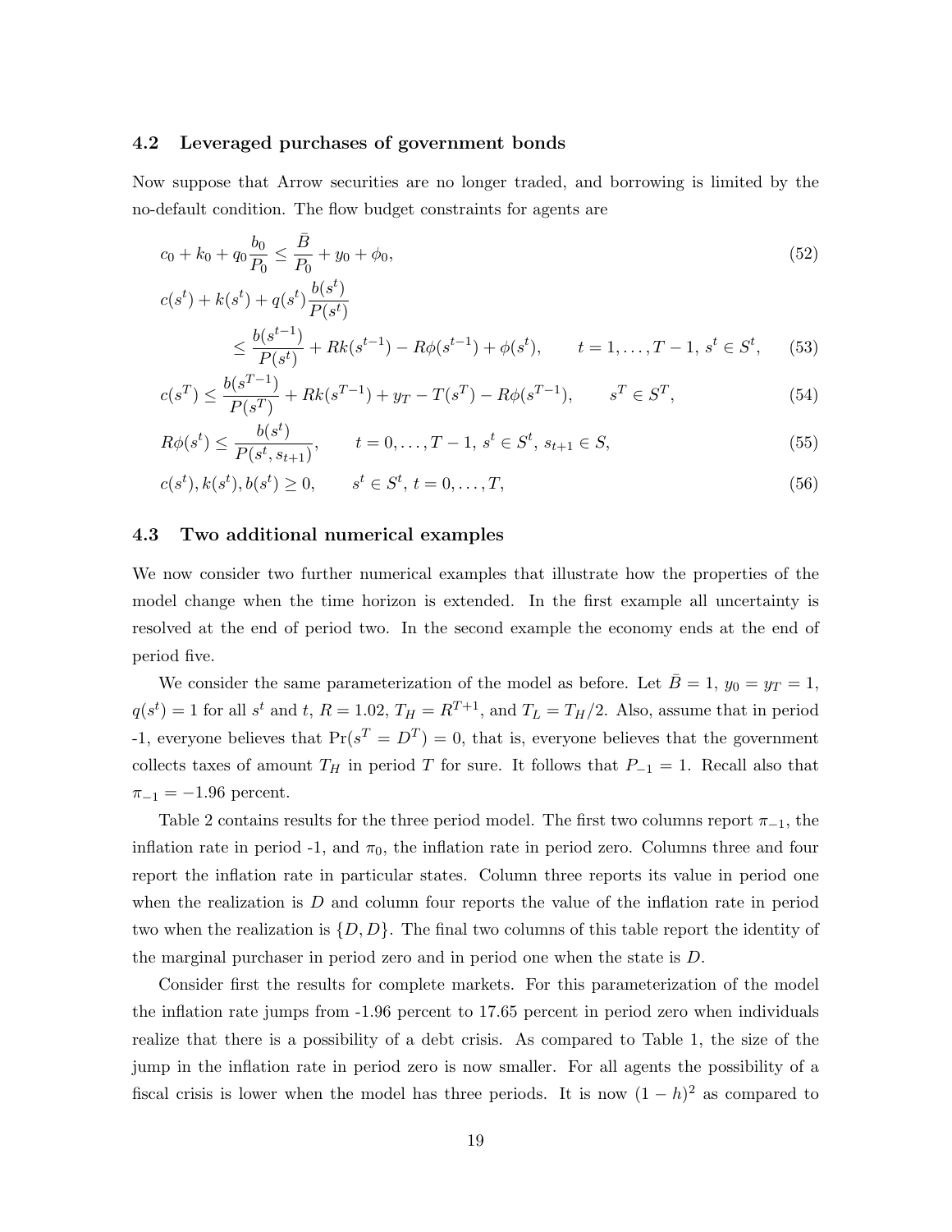### 4.2 Leveraged purchases of government bonds

Now suppose that Arrow securities are no longer traded, and borrowing is limited by the no-default condition. The flow budget constraints for agents are

$$c_0 + k_0 + q_0 \frac{b_0}{P_0} \leq \frac{\bar{B}}{P_0} + y_0 + \phi_0, \tag{52}$$

$$c(s^t) + k(s^t) + q(s^t) \frac{b(s^t)}{P(s^t)} \leq \frac{b(s^{t-1})}{P(s^t)} + Rk(s^{t-1}) - R\phi(s^{t-1}) + \phi(s^t), \qquad t = 1, \ldots, T-1,\ s^t \in S^t, \tag{53}$$

$$c(s^T) \leq \frac{b(s^{T-1})}{P(s^T)} + Rk(s^{T-1}) + y_T - T(s^T) - R\phi(s^{T-1}), \qquad s^T \in S^T, \tag{54}$$

$$R\phi(s^t) \leq \frac{b(s^t)}{P(s^t, s_{t+1})}, \qquad t = 0, \ldots, T-1,\ s^t \in S^t,\ s_{t+1} \in S, \tag{55}$$

$$c(s^t), k(s^t), b(s^t) \geq 0, \qquad s^t \in S^t,\ t = 0, \ldots, T, \tag{56}$$

### 4.3 Two additional numerical examples

We now consider two further numerical examples that illustrate how the properties of the model change when the time horizon is extended. In the first example all uncertainty is resolved at the end of period two. In the second example the economy ends at the end of period five.

We consider the same parameterization of the model as before. Let $\bar{B} = 1$, $y_0 = y_T = 1$, $q(s^t) = 1$ for all $s^t$ and $t$, $R = 1.02$, $T_H = R^{T+1}$, and $T_L = T_H/2$. Also, assume that in period -1, everyone believes that $\Pr(s^T = D^T) = 0$, that is, everyone believes that the government collects taxes of amount $T_H$ in period $T$ for sure. It follows that $P_{-1} = 1$. Recall also that $\pi_{-1} = -1.96$ percent.

Table 2 contains results for the three period model. The first two columns report $\pi_{-1}$, the inflation rate in period -1, and $\pi_0$, the inflation rate in period zero. Columns three and four report the inflation rate in particular states. Column three reports its value in period one when the realization is $D$ and column four reports the value of the inflation rate in period two when the realization is $\{D, D\}$. The final two columns of this table report the identity of the marginal purchaser in period zero and in period one when the state is $D$.

Consider first the results for complete markets. For this parameterization of the model the inflation rate jumps from -1.96 percent to 17.65 percent in period zero when individuals realize that there is a possibility of a debt crisis. As compared to Table 1, the size of the jump in the inflation rate in period zero is now smaller. For all agents the possibility of a fiscal crisis is lower when the model has three periods. It is now $(1-h)^2$ as compared to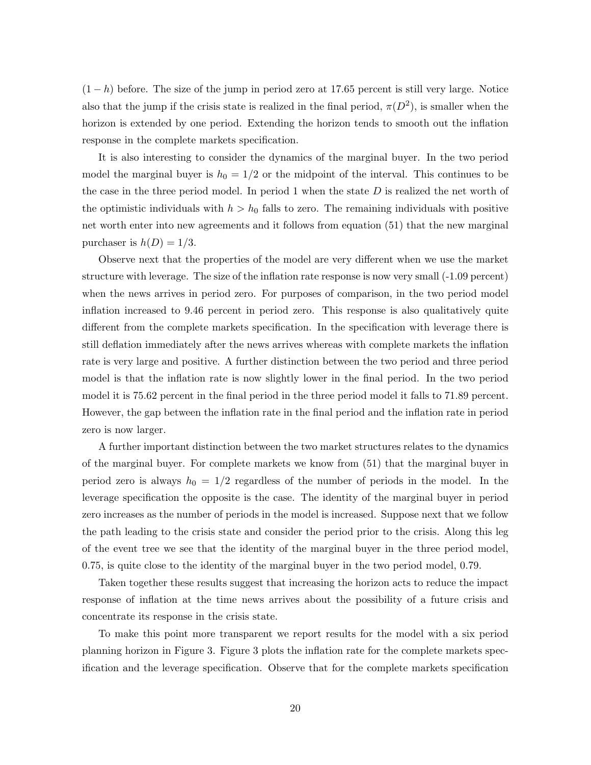$(1-h)$ before. The size of the jump in period zero at 17.65 percent is still very large. Notice also that the jump if the crisis state is realized in the final period, $\pi(D^2)$, is smaller when the horizon is extended by one period. Extending the horizon tends to smooth out the inflation response in the complete markets specification.

It is also interesting to consider the dynamics of the marginal buyer. In the two period model the marginal buyer is $h_0 = 1/2$ or the midpoint of the interval. This continues to be the case in the three period model. In period 1 when the state $D$ is realized the net worth of the optimistic individuals with $h > h_0$ falls to zero. The remaining individuals with positive net worth enter into new agreements and it follows from equation (51) that the new marginal purchaser is $h(D) = 1/3$.

Observe next that the properties of the model are very different when we use the market structure with leverage. The size of the inflation rate response is now very small (-1.09 percent) when the news arrives in period zero. For purposes of comparison, in the two period model inflation increased to 9.46 percent in period zero. This response is also qualitatively quite different from the complete markets specification. In the specification with leverage there is still deflation immediately after the news arrives whereas with complete markets the inflation rate is very large and positive. A further distinction between the two period and three period model is that the inflation rate is now slightly lower in the final period. In the two period model it is 75.62 percent in the final period in the three period model it falls to 71.89 percent. However, the gap between the inflation rate in the final period and the inflation rate in period zero is now larger.

A further important distinction between the two market structures relates to the dynamics of the marginal buyer. For complete markets we know from (51) that the marginal buyer in period zero is always $h_0 = 1/2$ regardless of the number of periods in the model. In the leverage specification the opposite is the case. The identity of the marginal buyer in period zero increases as the number of periods in the model is increased. Suppose next that we follow the path leading to the crisis state and consider the period prior to the crisis. Along this leg of the event tree we see that the identity of the marginal buyer in the three period model, 0.75, is quite close to the identity of the marginal buyer in the two period model, 0.79.

Taken together these results suggest that increasing the horizon acts to reduce the impact response of inflation at the time news arrives about the possibility of a future crisis and concentrate its response in the crisis state.

To make this point more transparent we report results for the model with a six period planning horizon in Figure 3. Figure 3 plots the inflation rate for the complete markets specification and the leverage specification. Observe that for the complete markets specification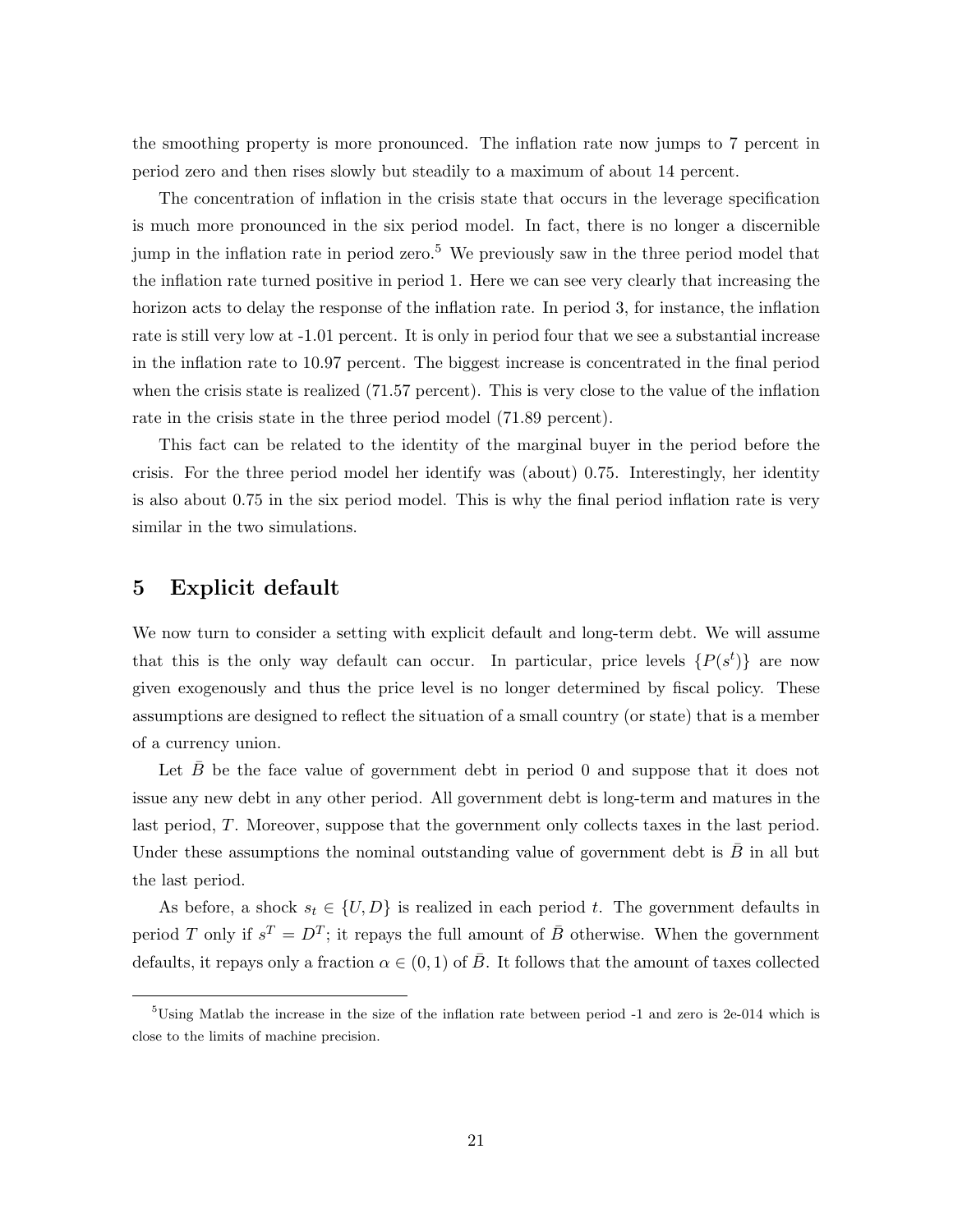the smoothing property is more pronounced. The inflation rate now jumps to 7 percent in period zero and then rises slowly but steadily to a maximum of about 14 percent.

The concentration of inflation in the crisis state that occurs in the leverage specification is much more pronounced in the six period model. In fact, there is no longer a discernible jump in the inflation rate in period zero.[5] We previously saw in the three period model that the inflation rate turned positive in period 1. Here we can see very clearly that increasing the horizon acts to delay the response of the inflation rate. In period 3, for instance, the inflation rate is still very low at -1.01 percent. It is only in period four that we see a substantial increase in the inflation rate to 10.97 percent. The biggest increase is concentrated in the final period when the crisis state is realized (71.57 percent). This is very close to the value of the inflation rate in the crisis state in the three period model (71.89 percent).

This fact can be related to the identity of the marginal buyer in the period before the crisis. For the three period model her identify was (about) 0.75. Interestingly, her identity is also about 0.75 in the six period model. This is why the final period inflation rate is very similar in the two simulations.

# 5 Explicit default

We now turn to consider a setting with explicit default and long-term debt. We will assume that this is the only way default can occur. In particular, price levels $\{P(s^t)\}$ are now given exogenously and thus the price level is no longer determined by fiscal policy. These assumptions are designed to reflect the situation of a small country (or state) that is a member of a currency union.

Let $\bar{B}$ be the face value of government debt in period 0 and suppose that it does not issue any new debt in any other period. All government debt is long-term and matures in the last period, $T$. Moreover, suppose that the government only collects taxes in the last period. Under these assumptions the nominal outstanding value of government debt is $\bar{B}$ in all but the last period.

As before, a shock $s_t \in \{U, D\}$ is realized in each period $t$. The government defaults in period $T$ only if $s^T = D^T$; it repays the full amount of $\bar{B}$ otherwise. When the government defaults, it repays only a fraction $\alpha \in (0, 1)$ of $\bar{B}$. It follows that the amount of taxes collected

[5] Using Matlab the increase in the size of the inflation rate between period -1 and zero is 2e-014 which is close to the limits of machine precision.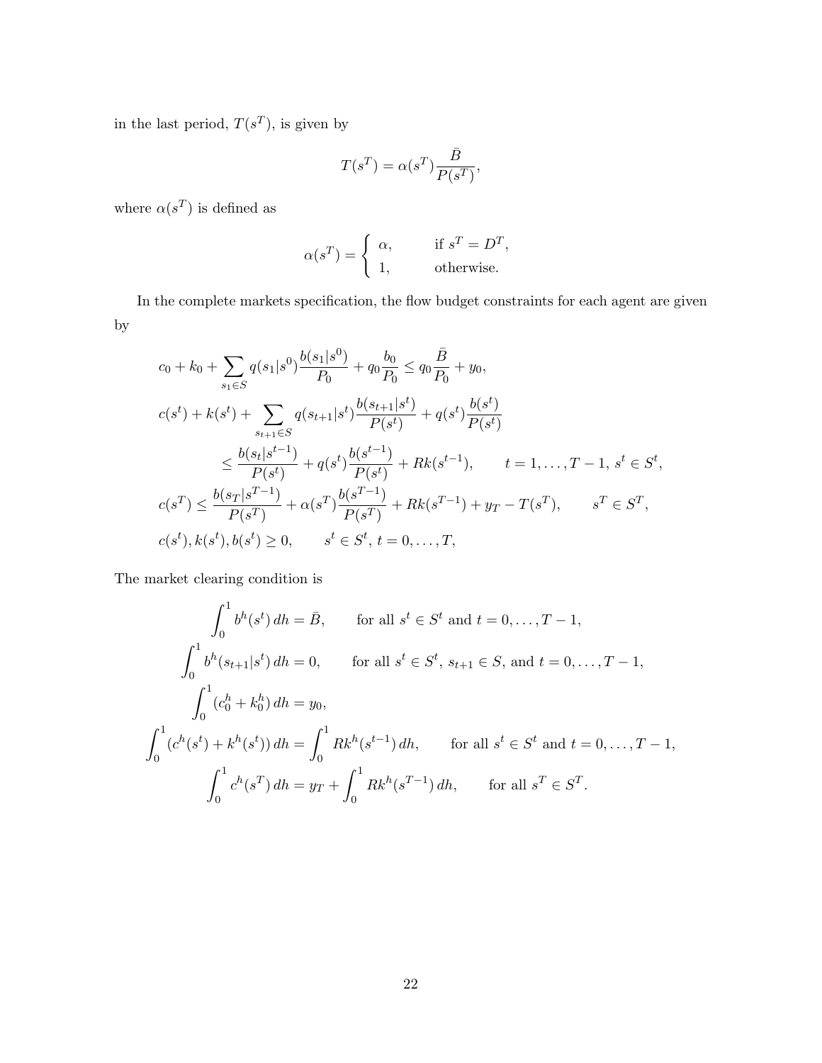in the last period, $T(s^T)$, is given by

$$T(s^T) = \alpha(s^T)\frac{\bar{B}}{P(s^T)},$$

where $\alpha(s^T)$ is defined as

$$\alpha(s^T) = \begin{cases} \alpha, & \text{if } s^T = D^T, \\ 1, & \text{otherwise.} \end{cases}$$

In the complete markets specification, the flow budget constraints for each agent are given by

$$\begin{aligned}
&c_0 + k_0 + \sum_{s_1 \in S} q(s_1|s^0)\frac{b(s_1|s^0)}{P_0} + q_0\frac{b_0}{P_0} \leq q_0\frac{\bar{B}}{P_0} + y_0, \\
&c(s^t) + k(s^t) + \sum_{s_{t+1} \in S} q(s_{t+1}|s^t)\frac{b(s_{t+1}|s^t)}{P(s^t)} + q(s^t)\frac{b(s^t)}{P(s^t)} \\
&\qquad \leq \frac{b(s_t|s^{t-1})}{P(s^t)} + q(s^t)\frac{b(s^{t-1})}{P(s^t)} + Rk(s^{t-1}), \qquad t = 1, \ldots, T-1,\ s^t \in S^t, \\
&c(s^T) \leq \frac{b(s_T|s^{T-1})}{P(s^T)} + \alpha(s^T)\frac{b(s^{T-1})}{P(s^T)} + Rk(s^{T-1}) + y_T - T(s^T), \qquad s^T \in S^T, \\
&c(s^t), k(s^t), b(s^t) \geq 0, \qquad s^t \in S^t,\ t = 0, \ldots, T,
\end{aligned}$$

The market clearing condition is

$$\begin{aligned}
\int_0^1 b^h(s^t)\, dh &= \bar{B}, \qquad \text{for all } s^t \in S^t \text{ and } t = 0, \ldots, T-1, \\
\int_0^1 b^h(s_{t+1}|s^t)\, dh &= 0, \qquad \text{for all } s^t \in S^t,\ s_{t+1} \in S, \text{ and } t = 0, \ldots, T-1, \\
\int_0^1 (c_0^h + k_0^h)\, dh &= y_0, \\
\int_0^1 (c^h(s^t) + k^h(s^t))\, dh &= \int_0^1 Rk^h(s^{t-1})\, dh, \qquad \text{for all } s^t \in S^t \text{ and } t = 0, \ldots, T-1, \\
\int_0^1 c^h(s^T)\, dh &= y_T + \int_0^1 Rk^h(s^{T-1})\, dh, \qquad \text{for all } s^T \in S^T.
\end{aligned}$$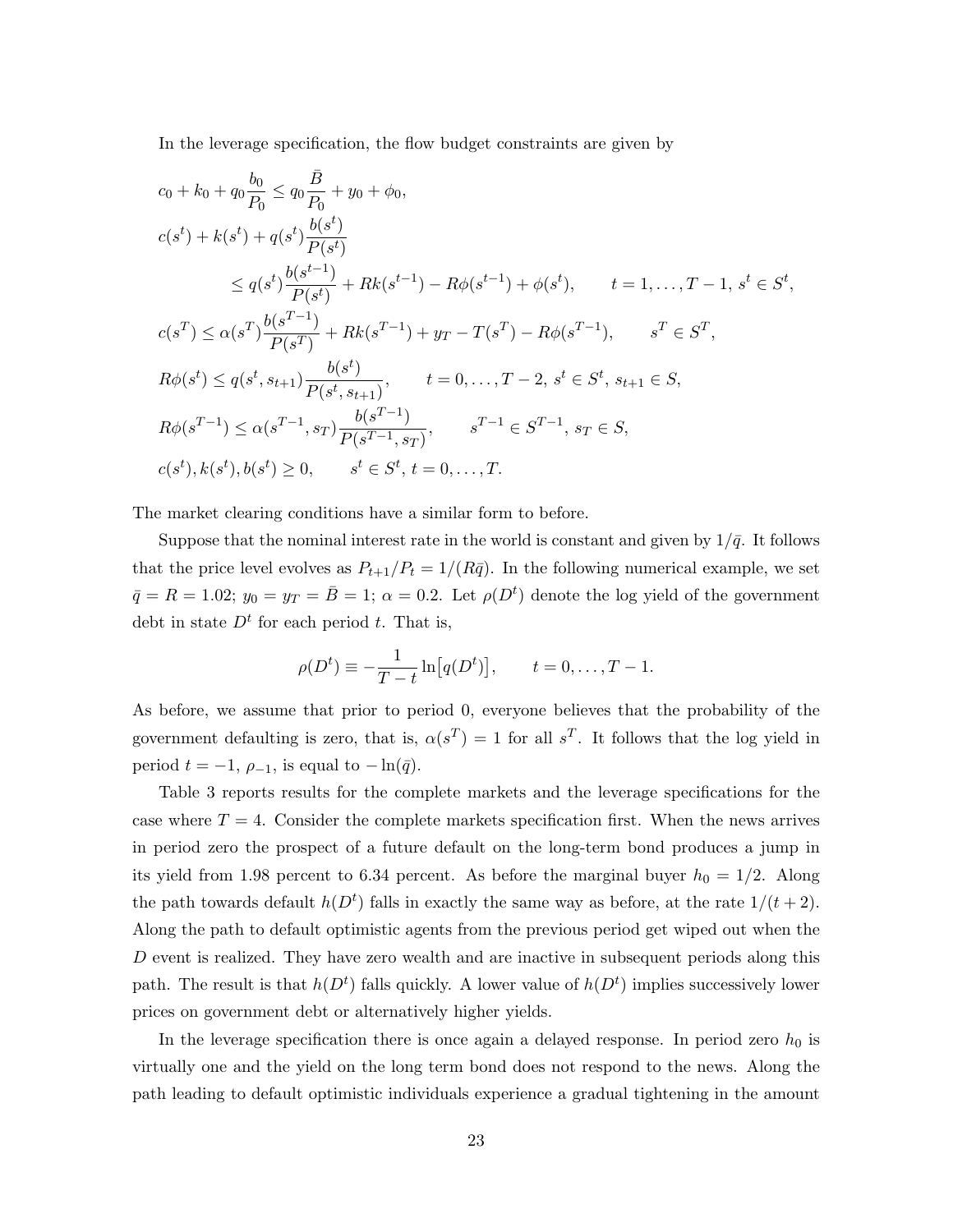In the leverage specification, the flow budget constraints are given by

$$
\begin{aligned}
&c_0 + k_0 + q_0 \frac{b_0}{P_0} \leq q_0 \frac{\bar{B}}{P_0} + y_0 + \phi_0, \\
&c(s^t) + k(s^t) + q(s^t) \frac{b(s^t)}{P(s^t)} \\
&\qquad \leq q(s^t) \frac{b(s^{t-1})}{P(s^t)} + Rk(s^{t-1}) - R\phi(s^{t-1}) + \phi(s^t), \qquad t = 1, \ldots, T-1,\ s^t \in S^t, \\
&c(s^T) \leq \alpha(s^T) \frac{b(s^{T-1})}{P(s^T)} + Rk(s^{T-1}) + y_T - T(s^T) - R\phi(s^{T-1}), \qquad s^T \in S^T, \\
&R\phi(s^t) \leq q(s^t, s_{t+1}) \frac{b(s^t)}{P(s^t, s_{t+1})}, \qquad t = 0, \ldots, T-2,\ s^t \in S^t,\ s_{t+1} \in S, \\
&R\phi(s^{T-1}) \leq \alpha(s^{T-1}, s_T) \frac{b(s^{T-1})}{P(s^{T-1}, s_T)}, \qquad s^{T-1} \in S^{T-1},\ s_T \in S, \\
&c(s^t), k(s^t), b(s^t) \geq 0, \qquad s^t \in S^t,\ t = 0, \ldots, T.
\end{aligned}
$$

The market clearing conditions have a similar form to before.

Suppose that the nominal interest rate in the world is constant and given by $1/\bar{q}$. It follows that the price level evolves as $P_{t+1}/P_t = 1/(R\bar{q})$. In the following numerical example, we set $\bar{q} = R = 1.02$; $y_0 = y_T = \bar{B} = 1$; $\alpha = 0.2$. Let $\rho(D^t)$ denote the log yield of the government debt in state $D^t$ for each period $t$. That is,

$$
\rho(D^t) \equiv -\frac{1}{T-t} \ln\big[q(D^t)\big], \qquad t = 0, \ldots, T-1.
$$

As before, we assume that prior to period 0, everyone believes that the probability of the government defaulting is zero, that is, $\alpha(s^T) = 1$ for all $s^T$. It follows that the log yield in period $t = -1$, $\rho_{-1}$, is equal to $-\ln(\bar{q})$.

Table 3 reports results for the complete markets and the leverage specifications for the case where $T = 4$. Consider the complete markets specification first. When the news arrives in period zero the prospect of a future default on the long-term bond produces a jump in its yield from 1.98 percent to 6.34 percent. As before the marginal buyer $h_0 = 1/2$. Along the path towards default $h(D^t)$ falls in exactly the same way as before, at the rate $1/(t+2)$. Along the path to default optimistic agents from the previous period get wiped out when the $D$ event is realized. They have zero wealth and are inactive in subsequent periods along this path. The result is that $h(D^t)$ falls quickly. A lower value of $h(D^t)$ implies successively lower prices on government debt or alternatively higher yields.

In the leverage specification there is once again a delayed response. In period zero $h_0$ is virtually one and the yield on the long term bond does not respond to the news. Along the path leading to default optimistic individuals experience a gradual tightening in the amount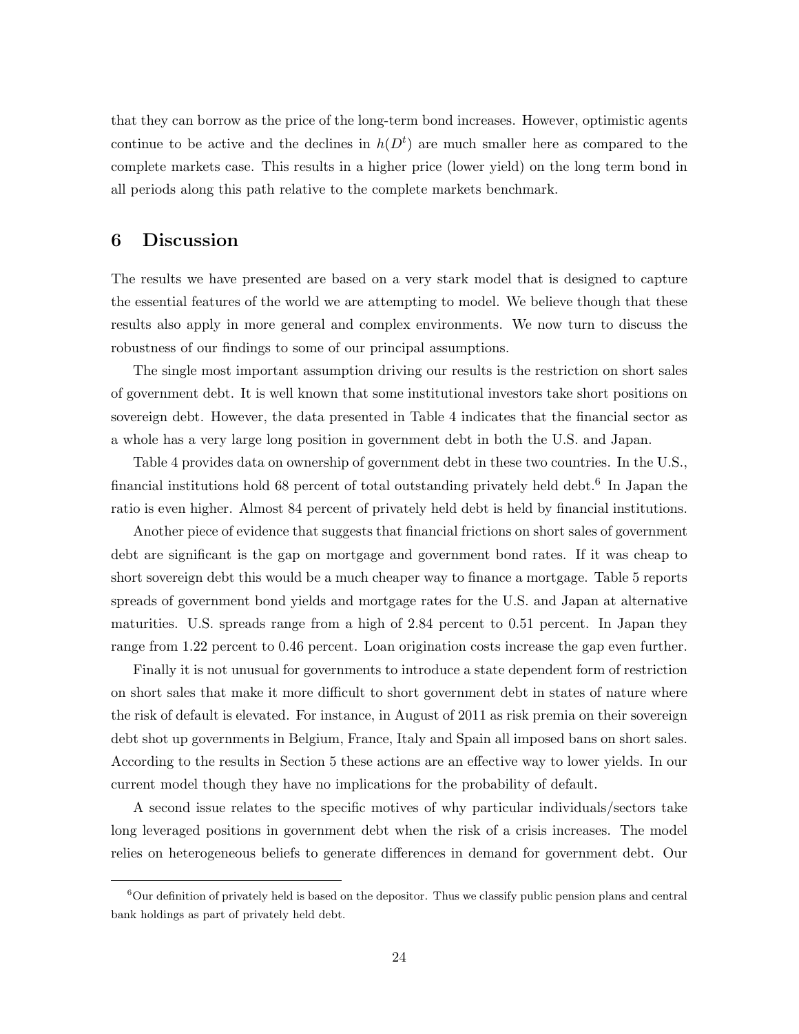that they can borrow as the price of the long-term bond increases. However, optimistic agents continue to be active and the declines in $h(D^t)$ are much smaller here as compared to the complete markets case. This results in a higher price (lower yield) on the long term bond in all periods along this path relative to the complete markets benchmark.

## 6 Discussion

The results we have presented are based on a very stark model that is designed to capture the essential features of the world we are attempting to model. We believe though that these results also apply in more general and complex environments. We now turn to discuss the robustness of our findings to some of our principal assumptions.

The single most important assumption driving our results is the restriction on short sales of government debt. It is well known that some institutional investors take short positions on sovereign debt. However, the data presented in Table 4 indicates that the financial sector as a whole has a very large long position in government debt in both the U.S. and Japan.

Table 4 provides data on ownership of government debt in these two countries. In the U.S., financial institutions hold 68 percent of total outstanding privately held debt.[6] In Japan the ratio is even higher. Almost 84 percent of privately held debt is held by financial institutions.

Another piece of evidence that suggests that financial frictions on short sales of government debt are significant is the gap on mortgage and government bond rates. If it was cheap to short sovereign debt this would be a much cheaper way to finance a mortgage. Table 5 reports spreads of government bond yields and mortgage rates for the U.S. and Japan at alternative maturities. U.S. spreads range from a high of 2.84 percent to 0.51 percent. In Japan they range from 1.22 percent to 0.46 percent. Loan origination costs increase the gap even further.

Finally it is not unusual for governments to introduce a state dependent form of restriction on short sales that make it more difficult to short government debt in states of nature where the risk of default is elevated. For instance, in August of 2011 as risk premia on their sovereign debt shot up governments in Belgium, France, Italy and Spain all imposed bans on short sales. According to the results in Section 5 these actions are an effective way to lower yields. In our current model though they have no implications for the probability of default.

A second issue relates to the specific motives of why particular individuals/sectors take long leveraged positions in government debt when the risk of a crisis increases. The model relies on heterogeneous beliefs to generate differences in demand for government debt. Our

[6] Our definition of privately held is based on the depositor. Thus we classify public pension plans and central bank holdings as part of privately held debt.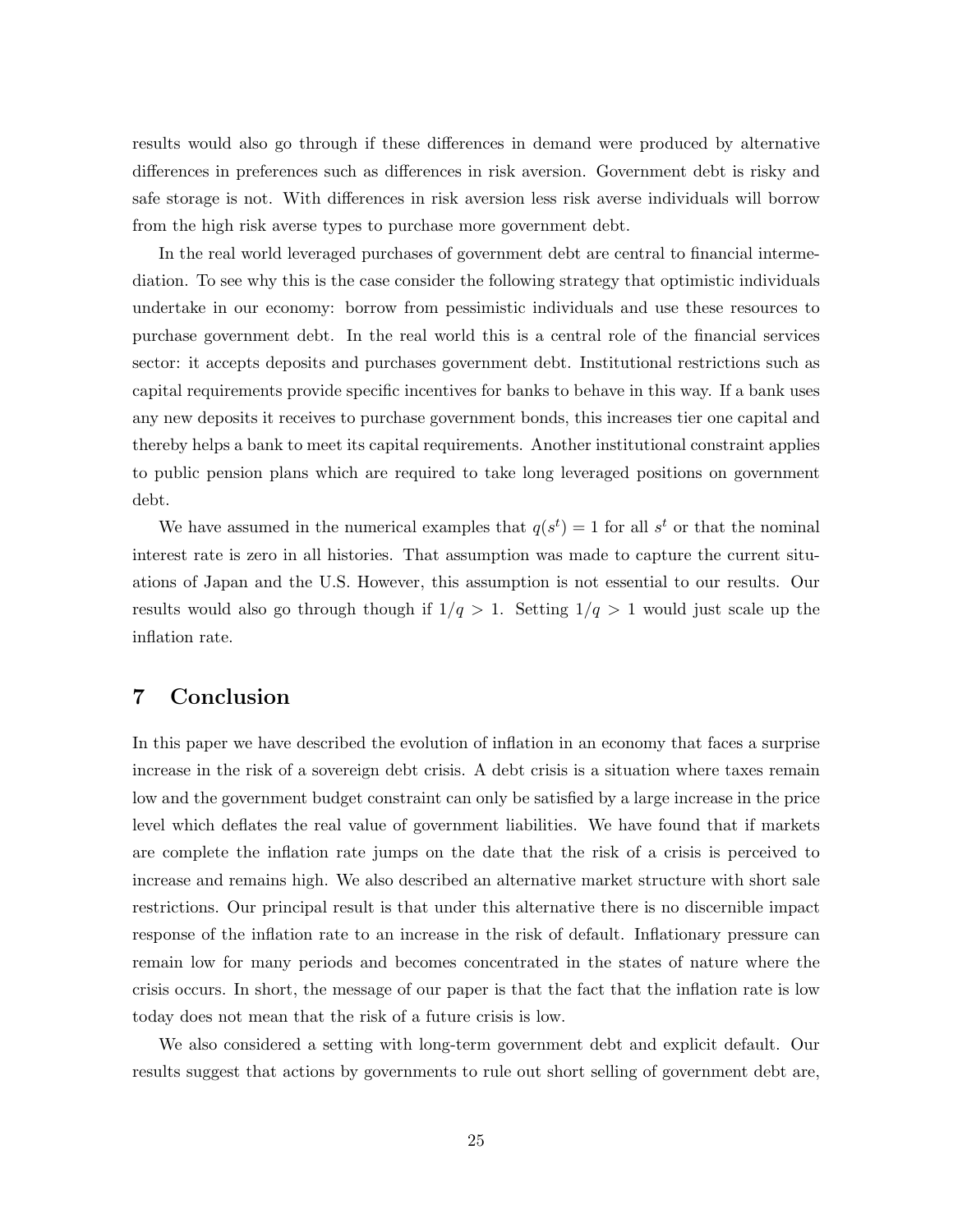results would also go through if these differences in demand were produced by alternative differences in preferences such as differences in risk aversion. Government debt is risky and safe storage is not. With differences in risk aversion less risk averse individuals will borrow from the high risk averse types to purchase more government debt.

In the real world leveraged purchases of government debt are central to financial intermediation. To see why this is the case consider the following strategy that optimistic individuals undertake in our economy: borrow from pessimistic individuals and use these resources to purchase government debt. In the real world this is a central role of the financial services sector: it accepts deposits and purchases government debt. Institutional restrictions such as capital requirements provide specific incentives for banks to behave in this way. If a bank uses any new deposits it receives to purchase government bonds, this increases tier one capital and thereby helps a bank to meet its capital requirements. Another institutional constraint applies to public pension plans which are required to take long leveraged positions on government debt.

We have assumed in the numerical examples that $q(s^t) = 1$ for all $s^t$ or that the nominal interest rate is zero in all histories. That assumption was made to capture the current situations of Japan and the U.S. However, this assumption is not essential to our results. Our results would also go through though if $1/q > 1$. Setting $1/q > 1$ would just scale up the inflation rate.

# 7 Conclusion

In this paper we have described the evolution of inflation in an economy that faces a surprise increase in the risk of a sovereign debt crisis. A debt crisis is a situation where taxes remain low and the government budget constraint can only be satisfied by a large increase in the price level which deflates the real value of government liabilities. We have found that if markets are complete the inflation rate jumps on the date that the risk of a crisis is perceived to increase and remains high. We also described an alternative market structure with short sale restrictions. Our principal result is that under this alternative there is no discernible impact response of the inflation rate to an increase in the risk of default. Inflationary pressure can remain low for many periods and becomes concentrated in the states of nature where the crisis occurs. In short, the message of our paper is that the fact that the inflation rate is low today does not mean that the risk of a future crisis is low.

We also considered a setting with long-term government debt and explicit default. Our results suggest that actions by governments to rule out short selling of government debt are,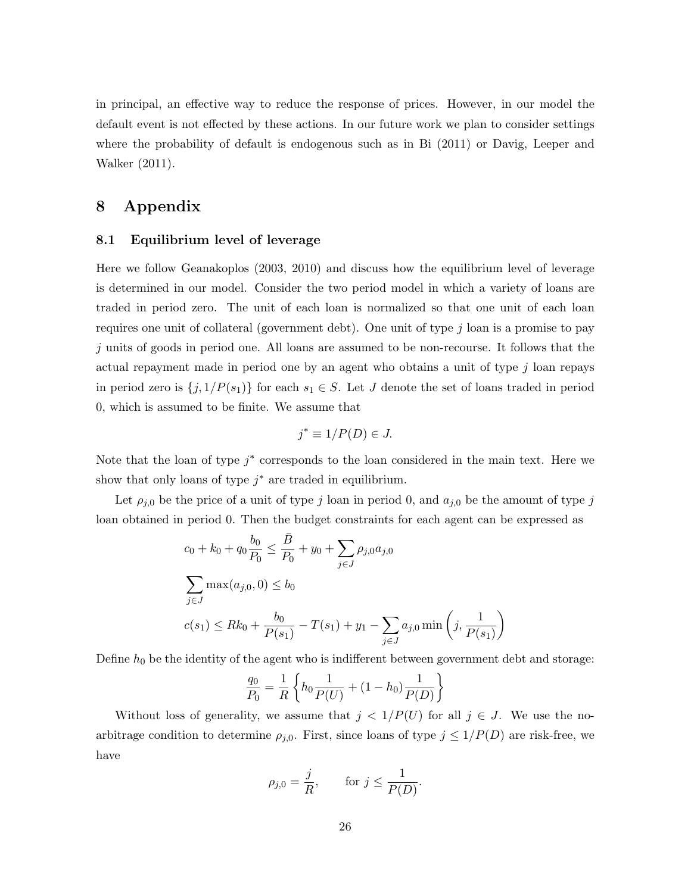in principal, an effective way to reduce the response of prices. However, in our model the default event is not effected by these actions. In our future work we plan to consider settings where the probability of default is endogenous such as in Bi (2011) or Davig, Leeper and Walker (2011).

# 8 Appendix

## 8.1 Equilibrium level of leverage

Here we follow Geanakoplos (2003, 2010) and discuss how the equilibrium level of leverage is determined in our model. Consider the two period model in which a variety of loans are traded in period zero. The unit of each loan is normalized so that one unit of each loan requires one unit of collateral (government debt). One unit of type $j$ loan is a promise to pay $j$ units of goods in period one. All loans are assumed to be non-recourse. It follows that the actual repayment made in period one by an agent who obtains a unit of type $j$ loan repays in period zero is $\{j, 1/P(s_1)\}$ for each $s_1 \in S$. Let $J$ denote the set of loans traded in period 0, which is assumed to be finite. We assume that

$$j^* \equiv 1/P(D) \in J.$$

Note that the loan of type $j^*$ corresponds to the loan considered in the main text. Here we show that only loans of type $j^*$ are traded in equilibrium.

Let $\rho_{j,0}$ be the price of a unit of type $j$ loan in period 0, and $a_{j,0}$ be the amount of type $j$ loan obtained in period 0. Then the budget constraints for each agent can be expressed as

$$c_0 + k_0 + q_0 \frac{b_0}{P_0} \leq \frac{\bar{B}}{P_0} + y_0 + \sum_{j \in J} \rho_{j,0} a_{j,0}$$

$$\sum_{j \in J} \max(a_{j,0}, 0) \leq b_0$$

$$c(s_1) \leq R k_0 + \frac{b_0}{P(s_1)} - T(s_1) + y_1 - \sum_{j \in J} a_{j,0} \min\left(j, \frac{1}{P(s_1)}\right)$$

Define $h_0$ be the identity of the agent who is indifferent between government debt and storage:

$$\frac{q_0}{P_0} = \frac{1}{R}\left\{h_0 \frac{1}{P(U)} + (1 - h_0)\frac{1}{P(D)}\right\}$$

Without loss of generality, we assume that $j < 1/P(U)$ for all $j \in J$. We use the no-arbitrage condition to determine $\rho_{j,0}$. First, since loans of type $j \leq 1/P(D)$ are risk-free, we have

$$\rho_{j,0} = \frac{j}{R}, \qquad \text{for } j \leq \frac{1}{P(D)}.$$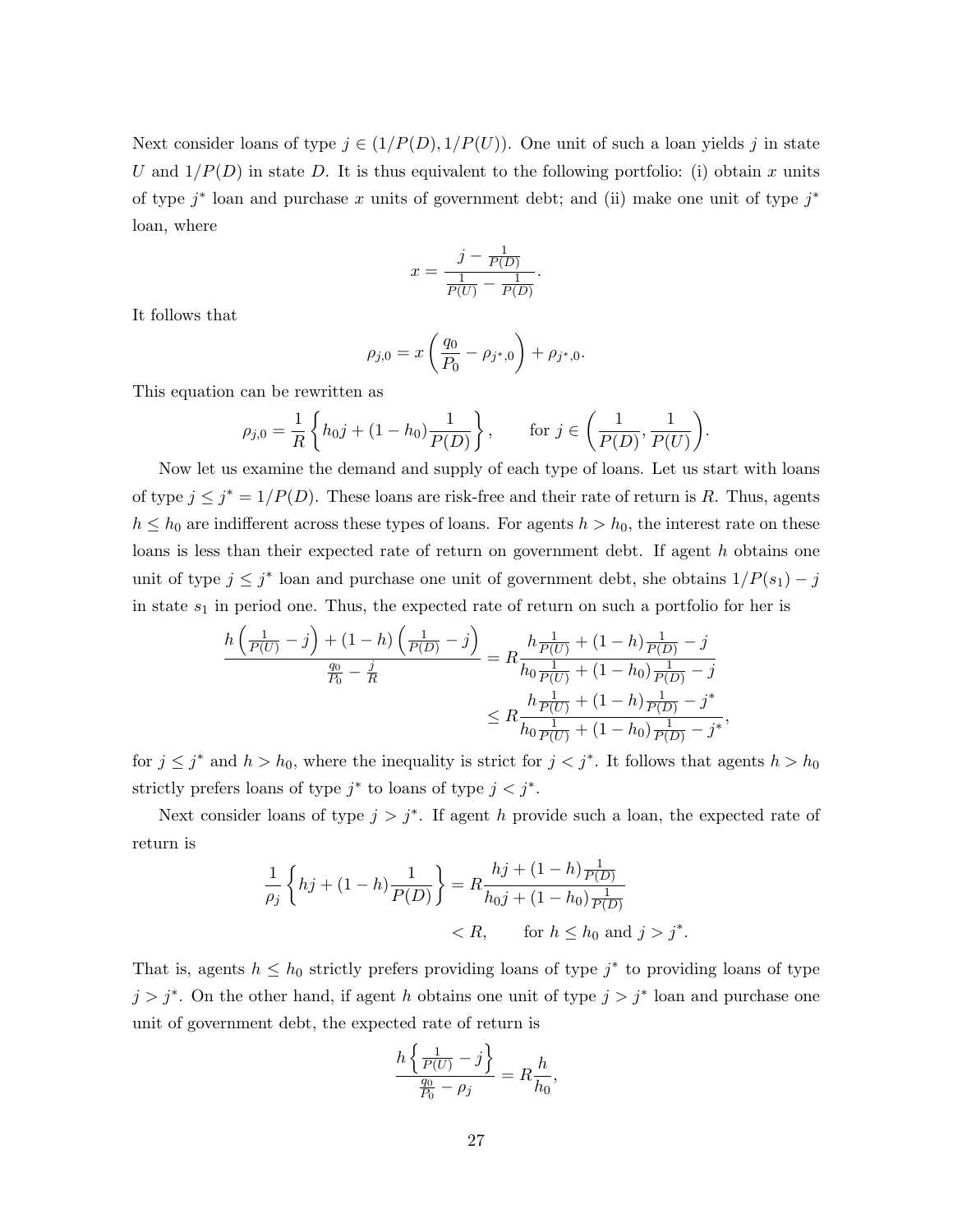Next consider loans of type $j \in (1/P(D), 1/P(U))$. One unit of such a loan yields $j$ in state $U$ and $1/P(D)$ in state $D$. It is thus equivalent to the following portfolio: (i) obtain $x$ units of type $j^*$ loan and purchase $x$ units of government debt; and (ii) make one unit of type $j^*$ loan, where

$$x = \frac{j - \frac{1}{P(D)}}{\frac{1}{P(U)} - \frac{1}{P(D)}}.$$

It follows that

$$\rho_{j,0} = x\left(\frac{q_0}{P_0} - \rho_{j^*,0}\right) + \rho_{j^*,0}.$$

This equation can be rewritten as

$$\rho_{j,0} = \frac{1}{R}\left\{h_0 j + (1-h_0)\frac{1}{P(D)}\right\}, \qquad \text{for } j \in \left(\frac{1}{P(D)}, \frac{1}{P(U)}\right).$$

Now let us examine the demand and supply of each type of loans. Let us start with loans of type $j \leq j^* = 1/P(D)$. These loans are risk-free and their rate of return is $R$. Thus, agents $h \leq h_0$ are indifferent across these types of loans. For agents $h > h_0$, the interest rate on these loans is less than their expected rate of return on government debt. If agent $h$ obtains one unit of type $j \leq j^*$ loan and purchase one unit of government debt, she obtains $1/P(s_1) - j$ in state $s_1$ in period one. Thus, the expected rate of return on such a portfolio for her is

$$\begin{aligned}
\frac{h\left(\frac{1}{P(U)} - j\right) + (1-h)\left(\frac{1}{P(D)} - j\right)}{\frac{q_0}{P_0} - \frac{j}{R}} &= R\frac{h\frac{1}{P(U)} + (1-h)\frac{1}{P(D)} - j}{h_0\frac{1}{P(U)} + (1-h_0)\frac{1}{P(D)} - j} \\
&\leq R\frac{h\frac{1}{P(U)} + (1-h)\frac{1}{P(D)} - j^*}{h_0\frac{1}{P(U)} + (1-h_0)\frac{1}{P(D)} - j^*},
\end{aligned}$$

for $j \leq j^*$ and $h > h_0$, where the inequality is strict for $j < j^*$. It follows that agents $h > h_0$ strictly prefers loans of type $j^*$ to loans of type $j < j^*$.

Next consider loans of type $j > j^*$. If agent $h$ provide such a loan, the expected rate of return is

$$\begin{aligned}
\frac{1}{\rho_j}\left\{hj + (1-h)\frac{1}{P(D)}\right\} &= R\frac{hj + (1-h)\frac{1}{P(D)}}{h_0 j + (1-h_0)\frac{1}{P(D)}} \\
&< R, \qquad \text{for } h \leq h_0 \text{ and } j > j^*.
\end{aligned}$$

That is, agents $h \leq h_0$ strictly prefers providing loans of type $j^*$ to providing loans of type $j > j^*$. On the other hand, if agent $h$ obtains one unit of type $j > j^*$ loan and purchase one unit of government debt, the expected rate of return is

$$\frac{h\left\{\frac{1}{P(U)} - j\right\}}{\frac{q_0}{P_0} - \rho_j} = R\frac{h}{h_0},$$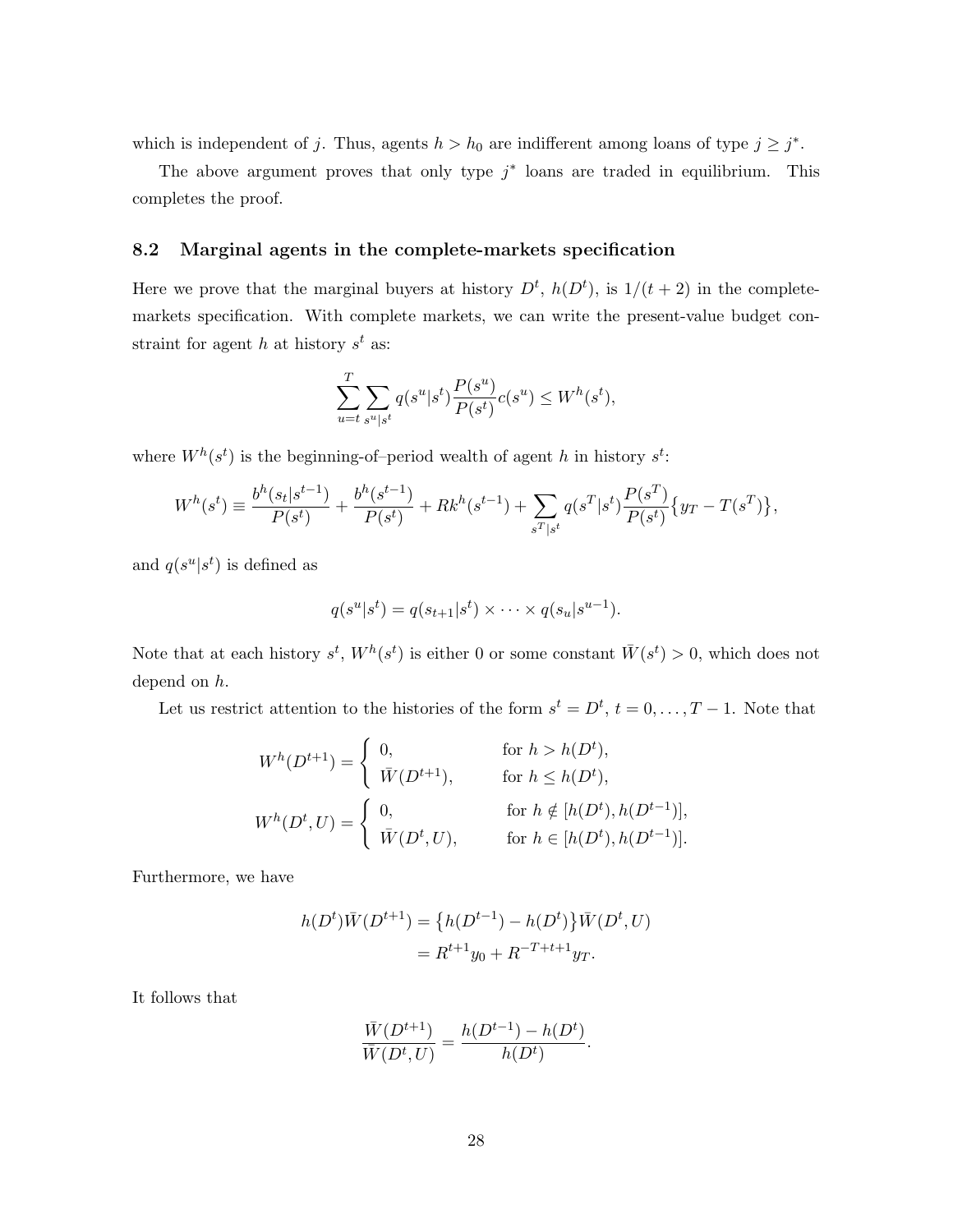which is independent of $j$. Thus, agents $h > h_0$ are indifferent among loans of type $j \geq j^*$.

The above argument proves that only type $j^*$ loans are traded in equilibrium. This completes the proof.

## 8.2 Marginal agents in the complete-markets specification

Here we prove that the marginal buyers at history $D^t$, $h(D^t)$, is $1/(t+2)$ in the complete-markets specification. With complete markets, we can write the present-value budget constraint for agent $h$ at history $s^t$ as:

$$\sum_{u=t}^{T} \sum_{s^u|s^t} q(s^u|s^t) \frac{P(s^u)}{P(s^t)} c(s^u) \leq W^h(s^t),$$

where $W^h(s^t)$ is the beginning-of–period wealth of agent $h$ in history $s^t$:

$$W^h(s^t) \equiv \frac{b^h(s_t|s^{t-1})}{P(s^t)} + \frac{b^h(s^{t-1})}{P(s^t)} + Rk^h(s^{t-1}) + \sum_{s^T|s^t} q(s^T|s^t) \frac{P(s^T)}{P(s^t)} \big\{ y_T - T(s^T) \big\},$$

and $q(s^u|s^t)$ is defined as

$$q(s^u|s^t) = q(s_{t+1}|s^t) \times \cdots \times q(s_u|s^{u-1}).$$

Note that at each history $s^t$, $W^h(s^t)$ is either 0 or some constant $\bar{W}(s^t) > 0$, which does not depend on $h$.

Let us restrict attention to the histories of the form $s^t = D^t$, $t = 0, \ldots, T-1$. Note that

$$W^h(D^{t+1}) = \begin{cases} 0, & \text{for } h > h(D^t), \\ \bar{W}(D^{t+1}), & \text{for } h \leq h(D^t), \end{cases}$$

$$W^h(D^t, U) = \begin{cases} 0, & \text{for } h \notin [h(D^t), h(D^{t-1})], \\ \bar{W}(D^t, U), & \text{for } h \in [h(D^t), h(D^{t-1})]. \end{cases}$$

Furthermore, we have

$$\begin{aligned} h(D^t)\bar{W}(D^{t+1}) &= \big\{ h(D^{t-1}) - h(D^t) \big\} \bar{W}(D^t, U) \\ &= R^{t+1} y_0 + R^{-T+t+1} y_T. \end{aligned}$$

It follows that

$$\frac{\bar{W}(D^{t+1})}{\bar{W}(D^t, U)} = \frac{h(D^{t-1}) - h(D^t)}{h(D^t)}.$$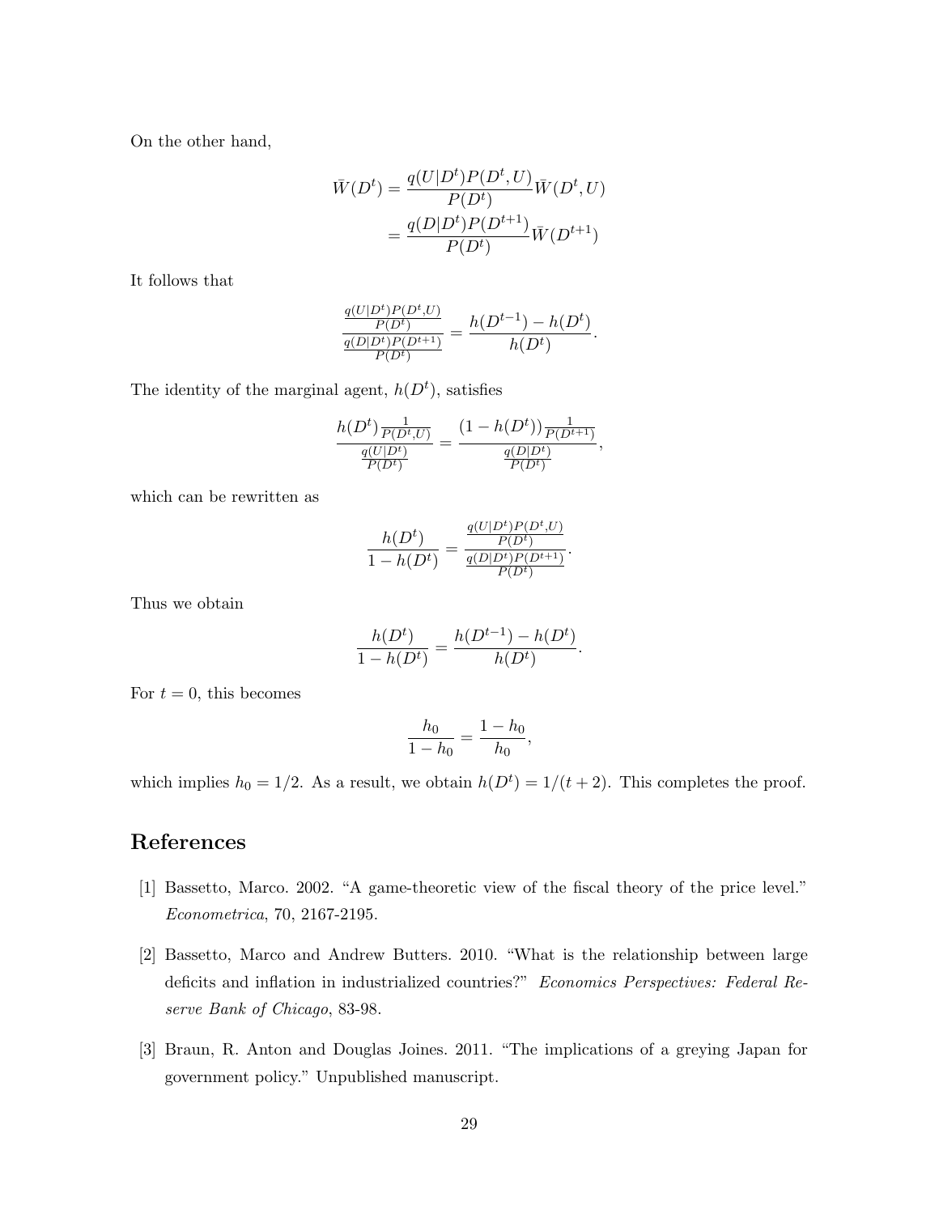On the other hand,

$$
\begin{aligned}
\bar{W}(D^t) &= \frac{q(U|D^t)P(D^t,U)}{P(D^t)}\bar{W}(D^t,U) \\
&= \frac{q(D|D^t)P(D^{t+1})}{P(D^t)}\bar{W}(D^{t+1})
\end{aligned}
$$

It follows that

$$
\frac{\frac{q(U|D^t)P(D^t,U)}{P(D^t)}}{\frac{q(D|D^t)P(D^{t+1})}{P(D^t)}} = \frac{h(D^{t-1}) - h(D^t)}{h(D^t)}.
$$

The identity of the marginal agent, $h(D^t)$, satisfies

$$
\frac{h(D^t)\frac{1}{P(D^t,U)}}{\frac{q(U|D^t)}{P(D^t)}} = \frac{(1-h(D^t))\frac{1}{P(D^{t+1})}}{\frac{q(D|D^t)}{P(D^t)}},
$$

which can be rewritten as

$$
\frac{h(D^t)}{1-h(D^t)} = \frac{\frac{q(U|D^t)P(D^t,U)}{P(D^t)}}{\frac{q(D|D^t)P(D^{t+1})}{P(D^t)}}.
$$

Thus we obtain

$$
\frac{h(D^t)}{1-h(D^t)} = \frac{h(D^{t-1}) - h(D^t)}{h(D^t)}.
$$

For $t = 0$, this becomes

$$
\frac{h_0}{1-h_0} = \frac{1-h_0}{h_0},
$$

which implies $h_0 = 1/2$. As a result, we obtain $h(D^t) = 1/(t+2)$. This completes the proof.

# References

[1] Bassetto, Marco. 2002. "A game-theoretic view of the fiscal theory of the price level." *Econometrica*, 70, 2167-2195.

[2] Bassetto, Marco and Andrew Butters. 2010. "What is the relationship between large deficits and inflation in industrialized countries?" *Economics Perspectives: Federal Reserve Bank of Chicago*, 83-98.

[3] Braun, R. Anton and Douglas Joines. 2011. "The implications of a greying Japan for government policy." Unpublished manuscript.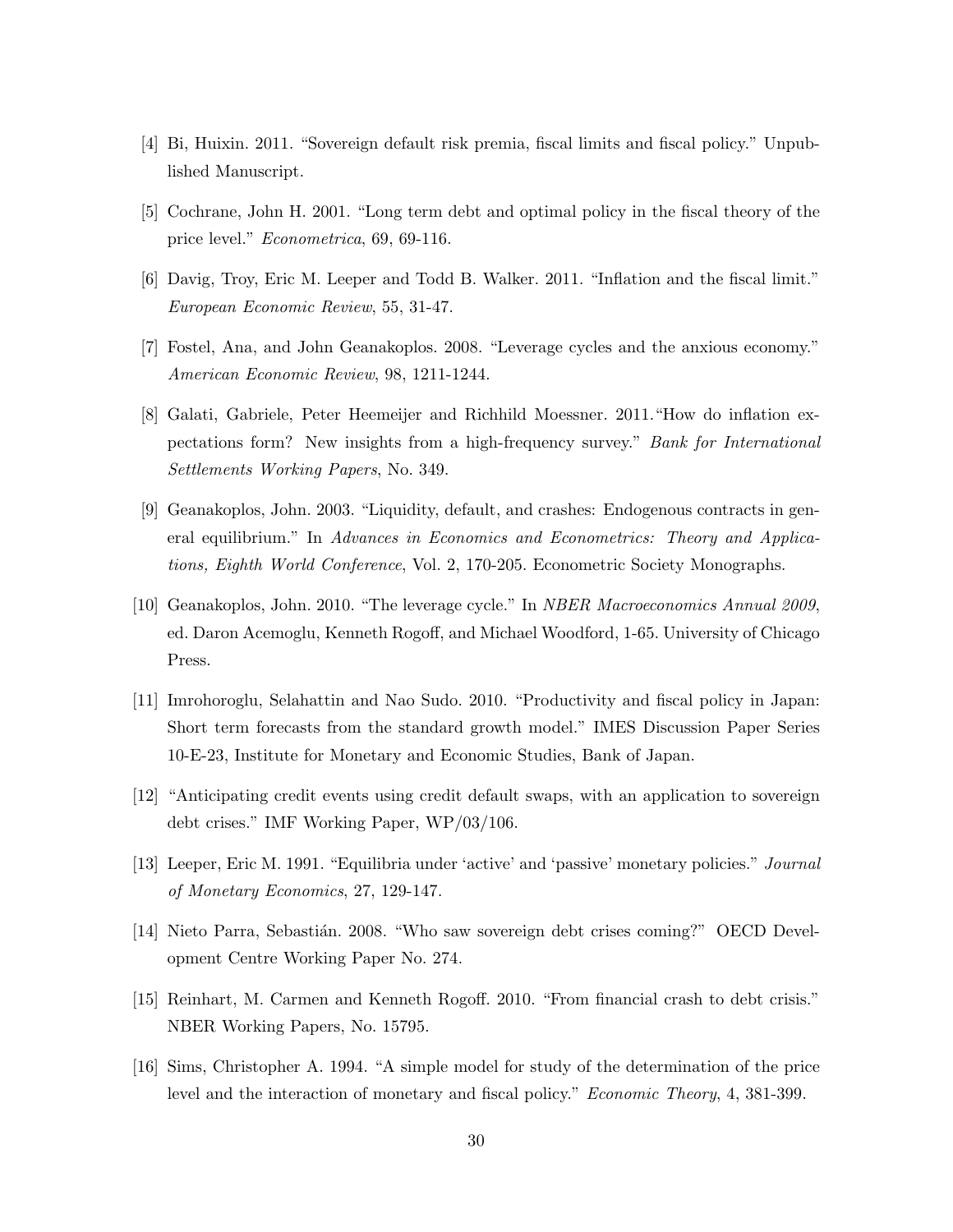[4] Bi, Huixin. 2011. "Sovereign default risk premia, fiscal limits and fiscal policy." Unpublished Manuscript.

[5] Cochrane, John H. 2001. "Long term debt and optimal policy in the fiscal theory of the price level." *Econometrica*, 69, 69-116.

[6] Davig, Troy, Eric M. Leeper and Todd B. Walker. 2011. "Inflation and the fiscal limit." *European Economic Review*, 55, 31-47.

[7] Fostel, Ana, and John Geanakoplos. 2008. "Leverage cycles and the anxious economy." *American Economic Review*, 98, 1211-1244.

[8] Galati, Gabriele, Peter Heemeijer and Richhild Moessner. 2011."How do inflation expectations form? New insights from a high-frequency survey." *Bank for International Settlements Working Papers*, No. 349.

[9] Geanakoplos, John. 2003. "Liquidity, default, and crashes: Endogenous contracts in general equilibrium." In *Advances in Economics and Econometrics: Theory and Applications, Eighth World Conference*, Vol. 2, 170-205. Econometric Society Monographs.

[10] Geanakoplos, John. 2010. "The leverage cycle." In *NBER Macroeconomics Annual 2009*, ed. Daron Acemoglu, Kenneth Rogoff, and Michael Woodford, 1-65. University of Chicago Press.

[11] Imrohoroglu, Selahattin and Nao Sudo. 2010. "Productivity and fiscal policy in Japan: Short term forecasts from the standard growth model." IMES Discussion Paper Series 10-E-23, Institute for Monetary and Economic Studies, Bank of Japan.

[12] "Anticipating credit events using credit default swaps, with an application to sovereign debt crises." IMF Working Paper, WP/03/106.

[13] Leeper, Eric M. 1991. "Equilibria under 'active' and 'passive' monetary policies." *Journal of Monetary Economics*, 27, 129-147.

[14] Nieto Parra, Sebastián. 2008. "Who saw sovereign debt crises coming?" OECD Development Centre Working Paper No. 274.

[15] Reinhart, M. Carmen and Kenneth Rogoff. 2010. "From financial crash to debt crisis." NBER Working Papers, No. 15795.

[16] Sims, Christopher A. 1994. "A simple model for study of the determination of the price level and the interaction of monetary and fiscal policy." *Economic Theory*, 4, 381-399.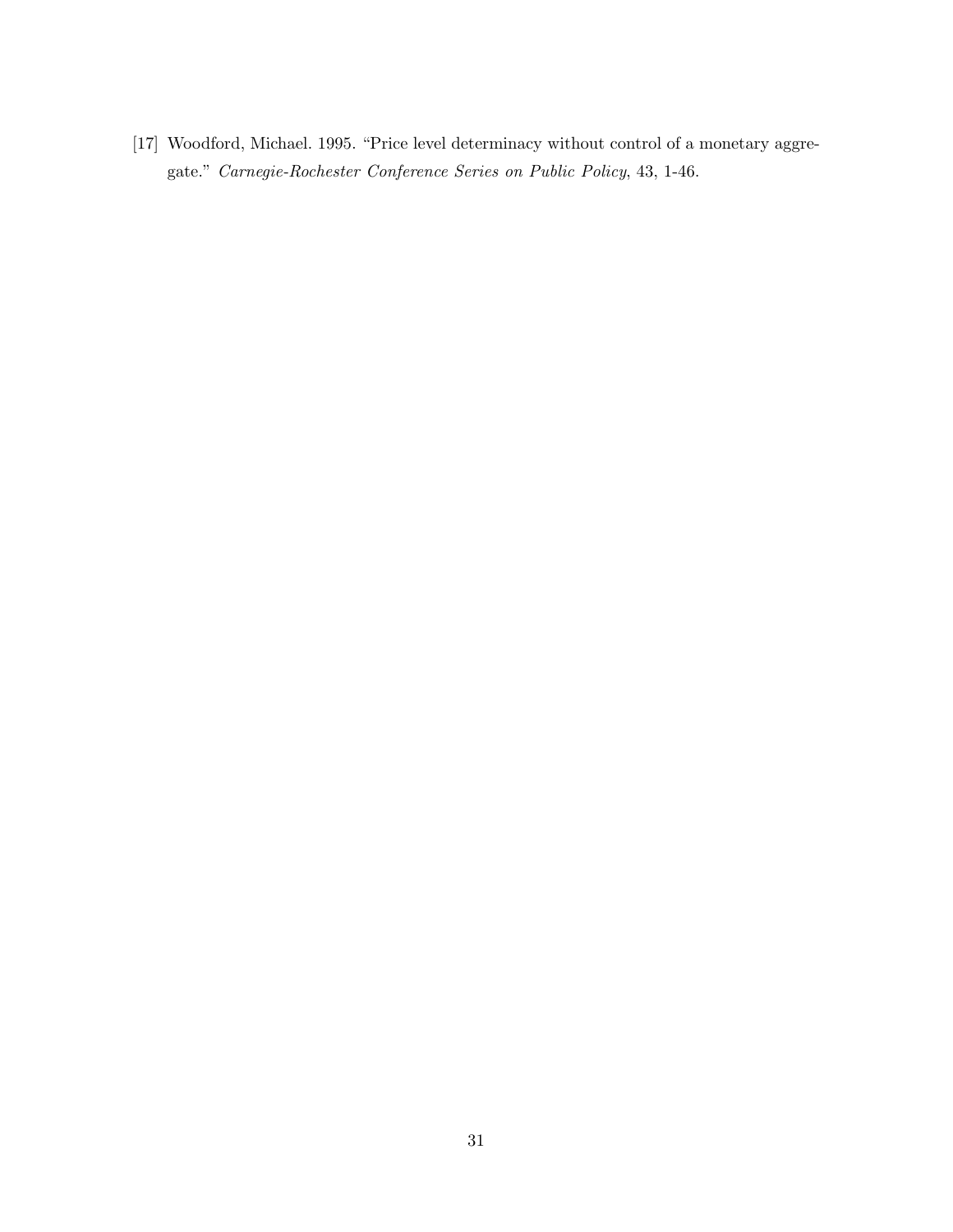[17] Woodford, Michael. 1995. "Price level determinacy without control of a monetary aggregate." *Carnegie-Rochester Conference Series on Public Policy*, 43, 1-46.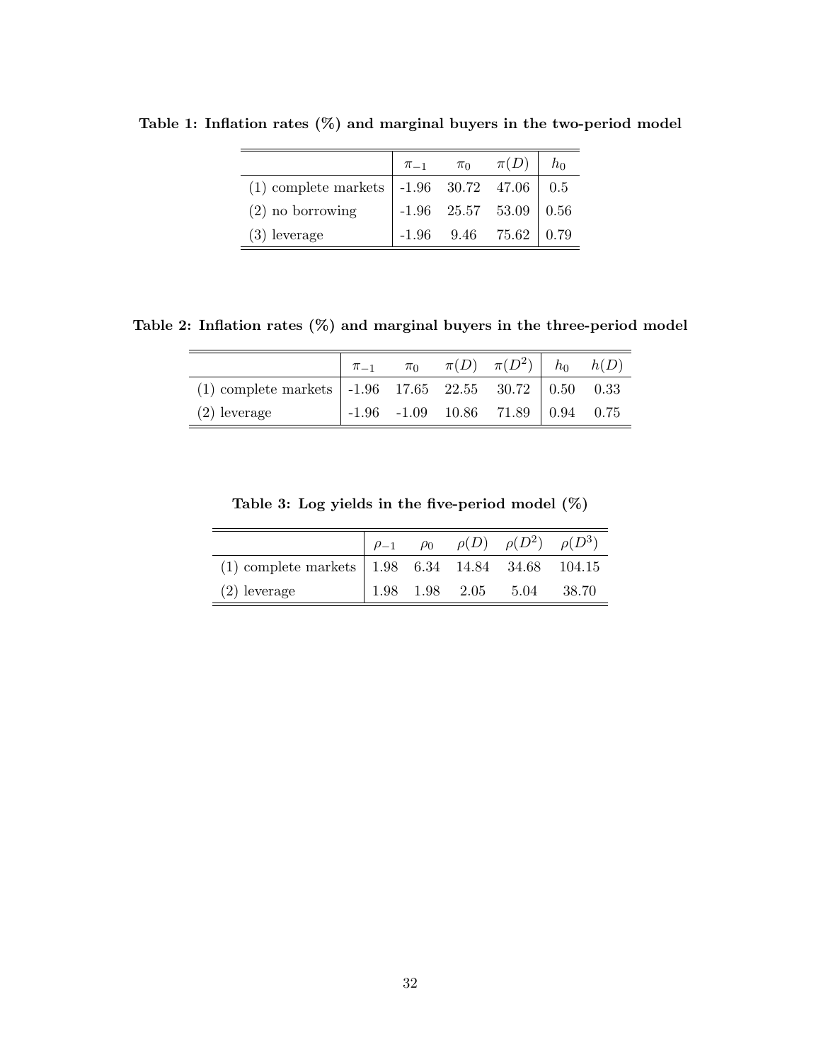**Table 1: Inflation rates (%) and marginal buyers in the two-period model**

| | $\pi_{-1}$ | $\pi_0$ | $\pi(D)$ | $h_0$ |
|---|---|---|---|---|
| (1) complete markets | -1.96 | 30.72 | 47.06 | 0.5 |
| (2) no borrowing | -1.96 | 25.57 | 53.09 | 0.56 |
| (3) leverage | -1.96 | 9.46 | 75.62 | 0.79 |

**Table 2: Inflation rates (%) and marginal buyers in the three-period model**

| | $\pi_{-1}$ | $\pi_0$ | $\pi(D)$ | $\pi(D^2)$ | $h_0$ | $h(D)$ |
|---|---|---|---|---|---|---|
| (1) complete markets | -1.96 | 17.65 | 22.55 | 30.72 | 0.50 | 0.33 |
| (2) leverage | -1.96 | -1.09 | 10.86 | 71.89 | 0.94 | 0.75 |

**Table 3: Log yields in the five-period model (%)**

| | $\rho_{-1}$ | $\rho_0$ | $\rho(D)$ | $\rho(D^2)$ | $\rho(D^3)$ |
|---|---|---|---|---|---|
| (1) complete markets | 1.98 | 6.34 | 14.84 | 34.68 | 104.15 |
| (2) leverage | 1.98 | 1.98 | 2.05 | 5.04 | 38.70 |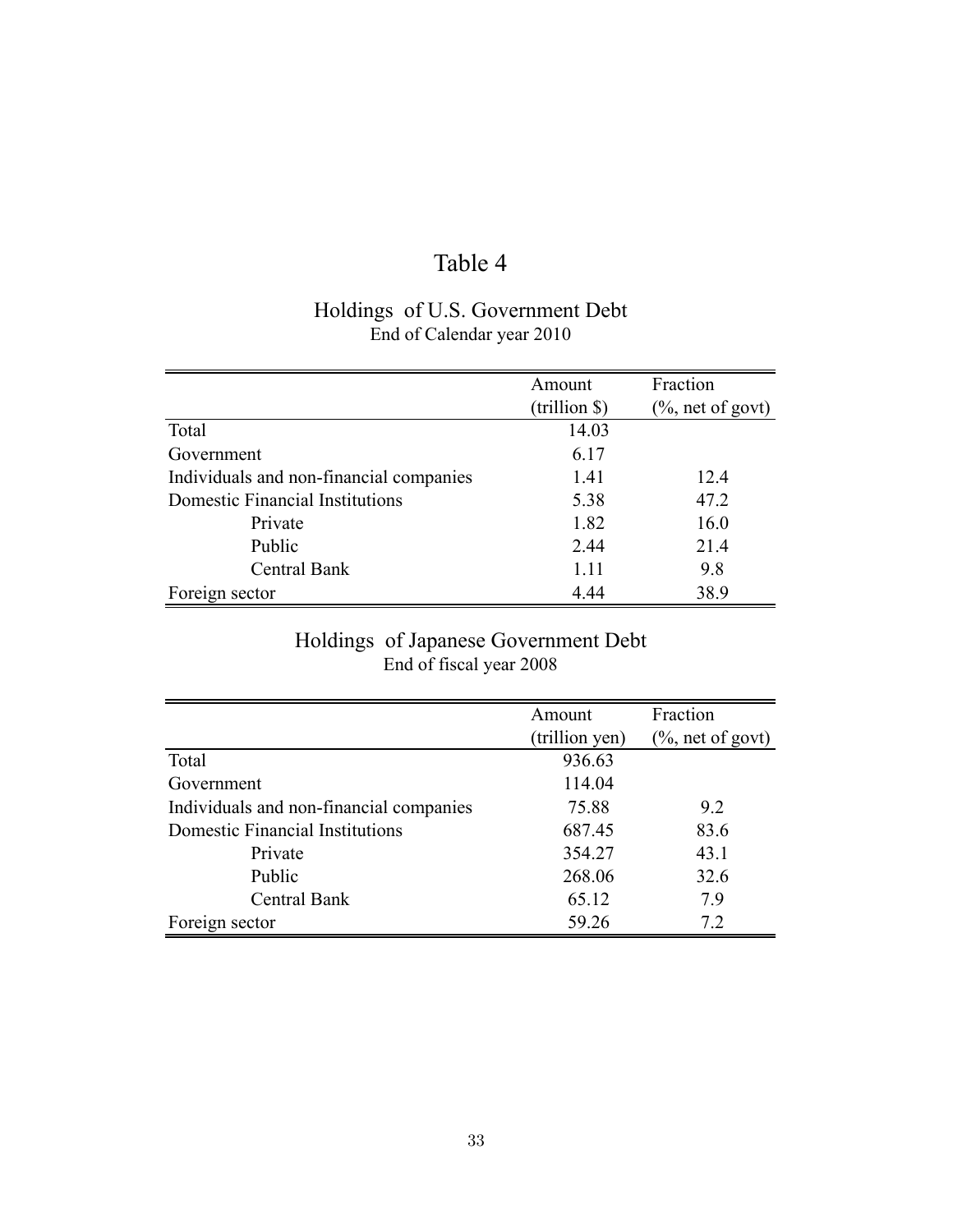# Table 4

## Holdings of U.S. Government Debt
End of Calendar year 2010

| | Amount (trillion $) | Fraction (%, net of govt) |
|---|---|---|
| Total | 14.03 | |
| Government | 6.17 | |
| Individuals and non-financial companies | 1.41 | 12.4 |
| Domestic Financial Institutions | 5.38 | 47.2 |
| Private | 1.82 | 16.0 |
| Public | 2.44 | 21.4 |
| Central Bank | 1.11 | 9.8 |
| Foreign sector | 4.44 | 38.9 |

## Holdings of Japanese Government Debt
End of fiscal year 2008

| | Amount (trillion yen) | Fraction (%, net of govt) |
|---|---|---|
| Total | 936.63 | |
| Government | 114.04 | |
| Individuals and non-financial companies | 75.88 | 9.2 |
| Domestic Financial Institutions | 687.45 | 83.6 |
| Private | 354.27 | 43.1 |
| Public | 268.06 | 32.6 |
| Central Bank | 65.12 | 7.9 |
| Foreign sector | 59.26 | 7.2 |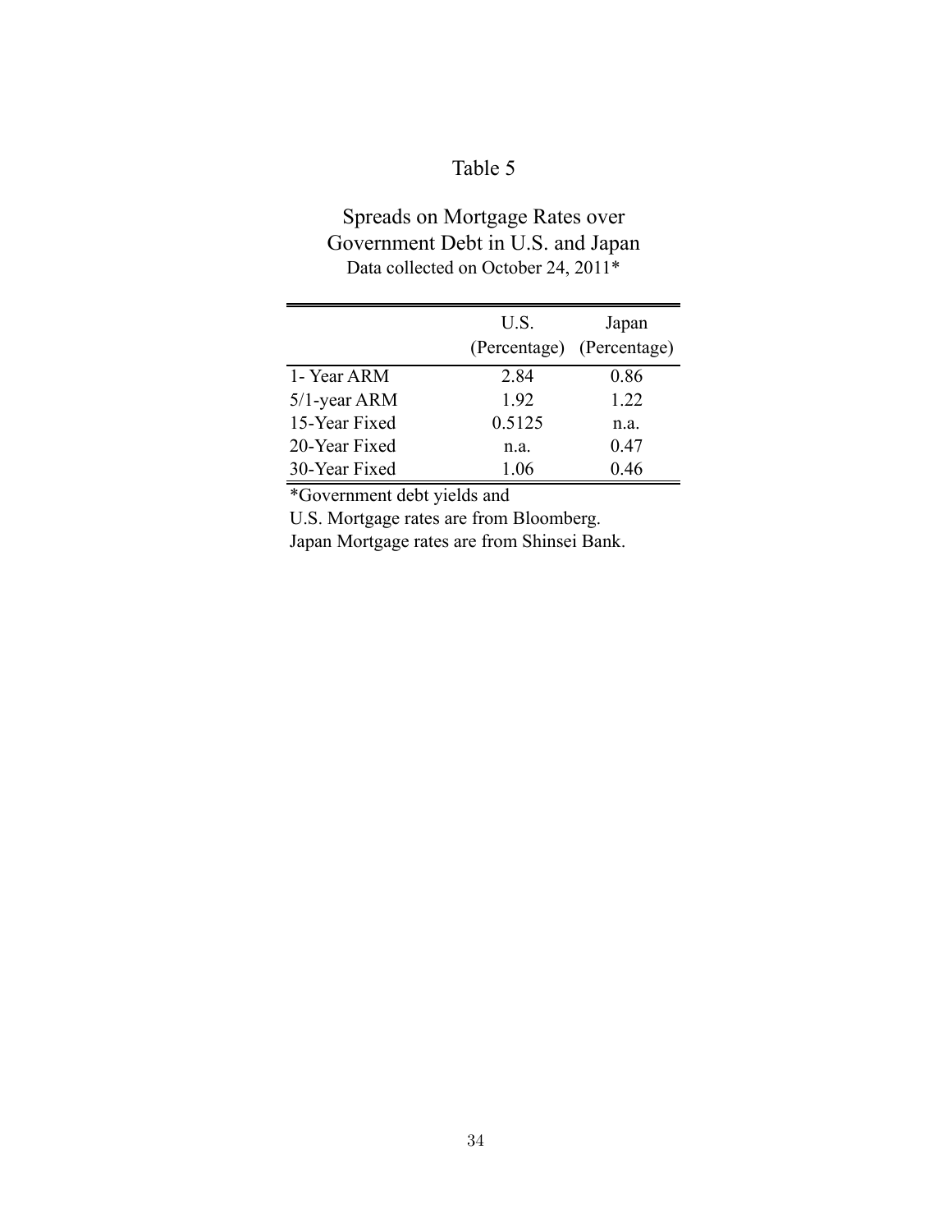# Table 5

## Spreads on Mortgage Rates over Government Debt in U.S. and Japan

Data collected on October 24, 2011*

| | U.S. (Percentage) | Japan (Percentage) |
|---|---|---|
| 1- Year ARM | 2.84 | 0.86 |
| 5/1-year ARM | 1.92 | 1.22 |
| 15-Year Fixed | 0.5125 | n.a. |
| 20-Year Fixed | n.a. | 0.47 |
| 30-Year Fixed | 1.06 | 0.46 |

*Government debt yields and
U.S. Mortgage rates are from Bloomberg.
Japan Mortgage rates are from Shinsei Bank.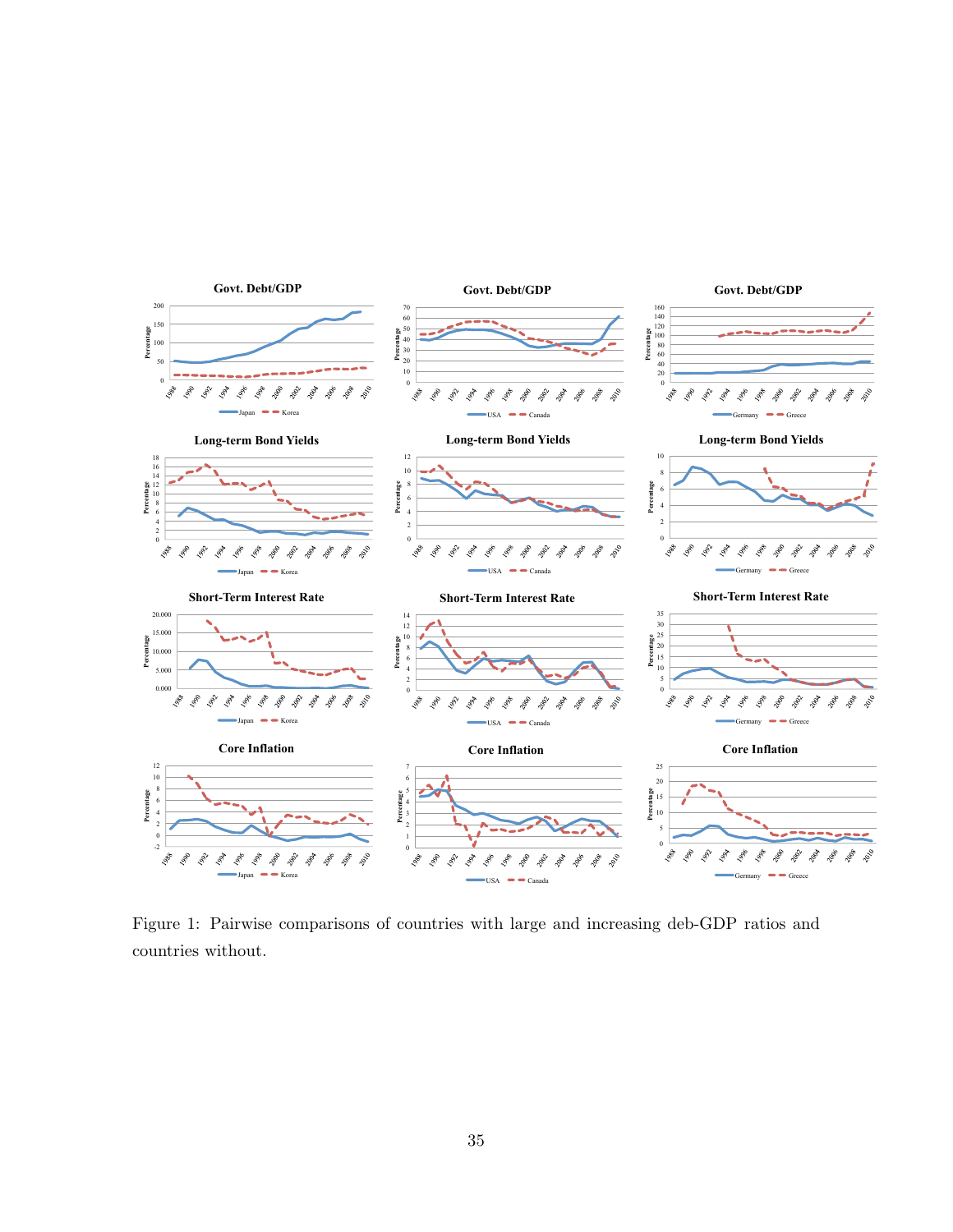Figure 1: Pairwise comparisons of countries with large and increasing deb-GDP ratios and countries without.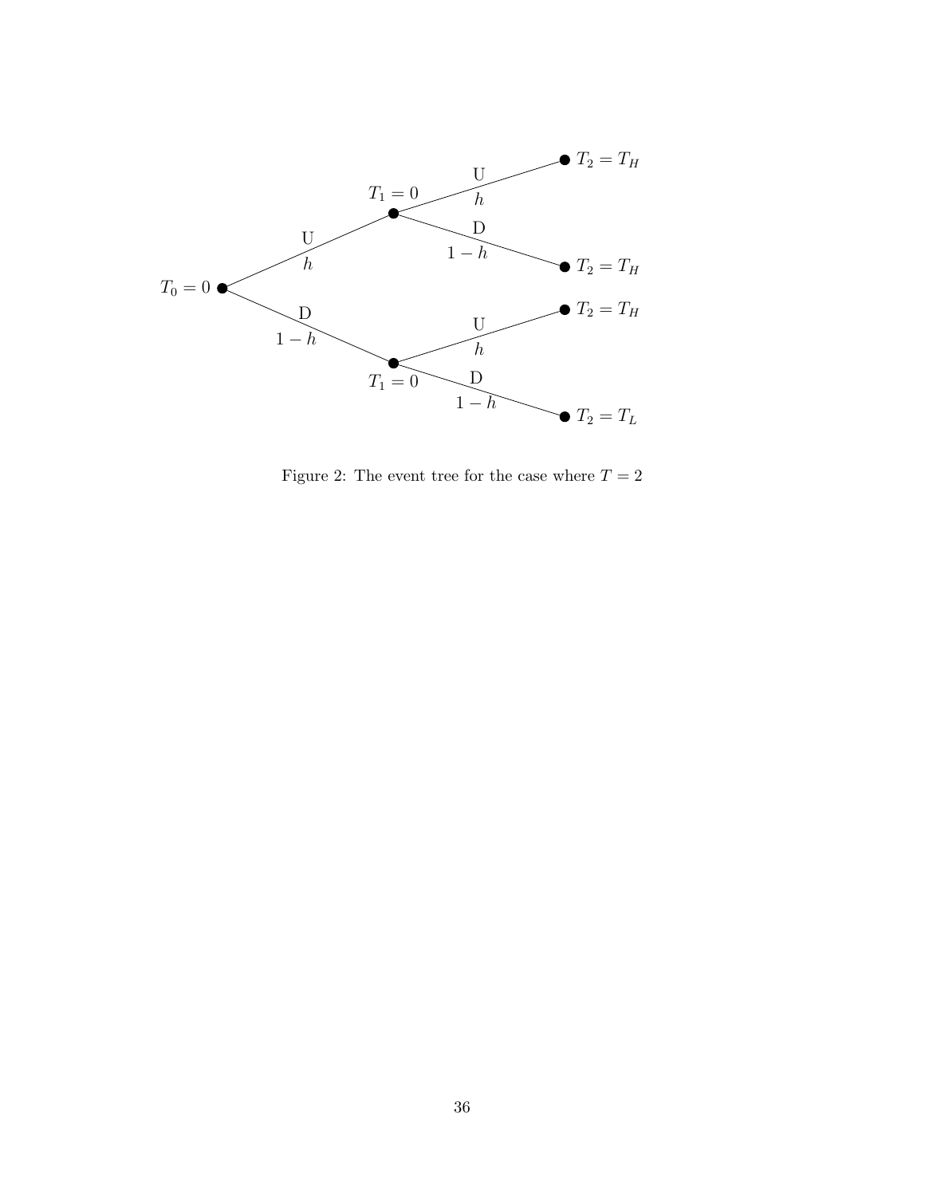Figure 2: The event tree for the case where $T = 2$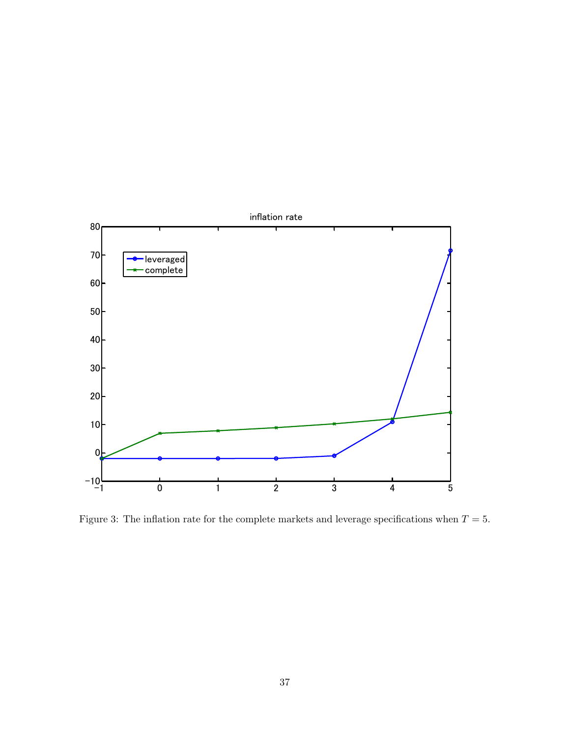inflation rate

80
70
60
50
40
30
20
10
0
−10

−1 0 1 2 3 4 5

leveraged
complete

Figure 3: The inflation rate for the complete markets and leverage specifications when $T = 5$.